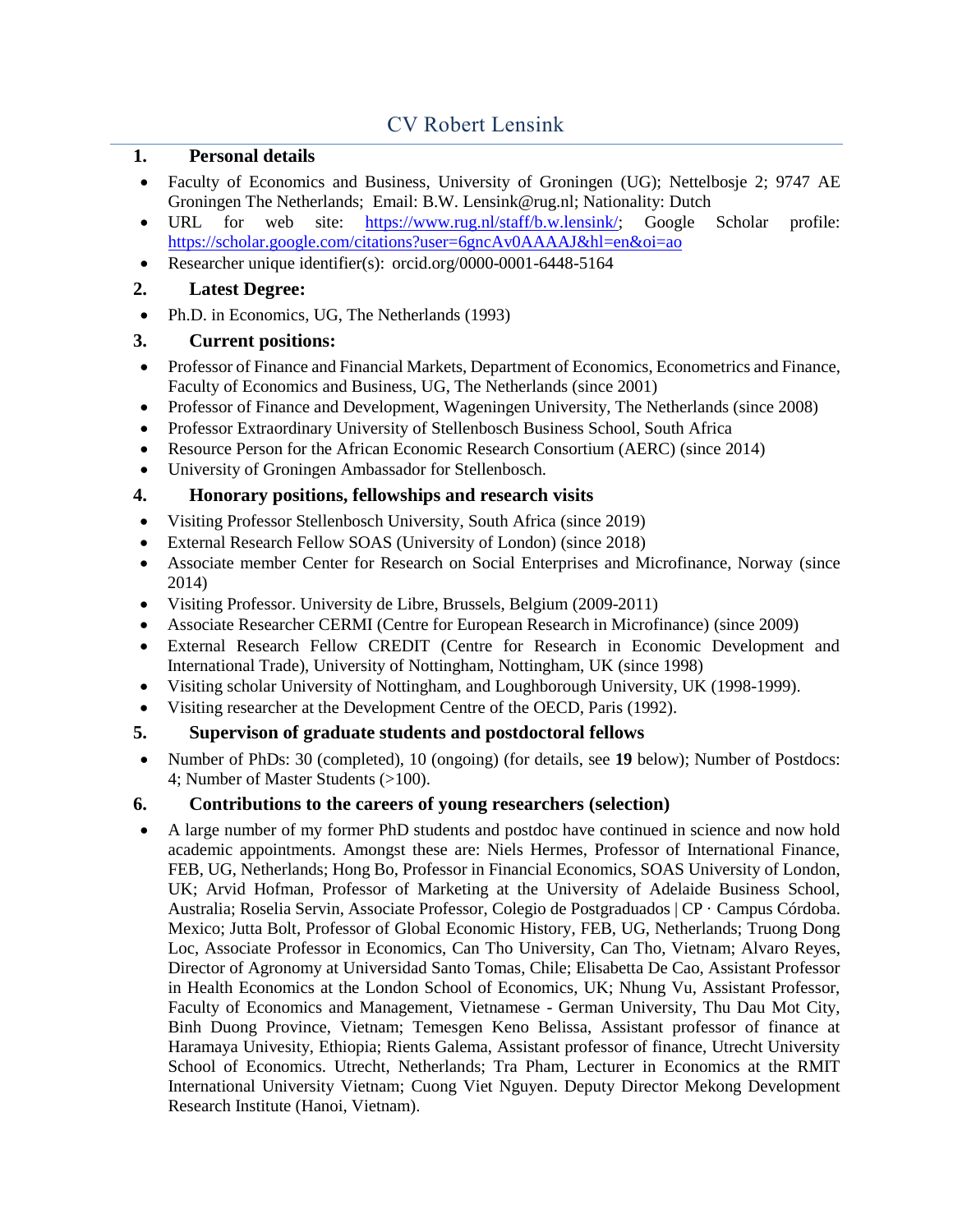# CV Robert Lensink

## 1. Personal details

- Faculty of Economics and Business, University of Groningen (UG); Nettelbosje 2; 9747 AE Groningen The Netherlands; Email: B.W. Lensink@rug.nl; Nationality: Dutch
- URL for web site: [https://www.rug.nl/staff/b.w.lensink/](https://www.rug.nl/staff/b.w.lensink/); Google Scholar profile: [https://scholar.google.com/citations?user=6gncAv0AAAAJ&hl=en&oi=ao](https://scholar.google.com/citations?user=6gncAv0AAAAJ&hl=en&oi=ao)
- Researcher unique identifier(s): orcid.org/0000-0001-6448-5164

## 2. Latest Degree:

- Ph.D. in Economics, UG, The Netherlands (1993)

## 3. Current positions:

- Professor of Finance and Financial Markets, Department of Economics, Econometrics and Finance, Faculty of Economics and Business, UG, The Netherlands (since 2001)
- Professor of Finance and Development, Wageningen University, The Netherlands (since 2008)
- Professor Extraordinary University of Stellenbosch Business School, South Africa
- Resource Person for the African Economic Research Consortium (AERC) (since 2014)
- University of Groningen Ambassador for Stellenbosch.

## 4. Honorary positions, fellowships and research visits

- Visiting Professor Stellenbosch University, South Africa (since 2019)
- External Research Fellow SOAS (University of London) (since 2018)
- Associate member Center for Research on Social Enterprises and Microfinance, Norway (since 2014)
- Visiting Professor. University de Libre, Brussels, Belgium (2009-2011)
- Associate Researcher CERMI (Centre for European Research in Microfinance) (since 2009)
- External Research Fellow CREDIT (Centre for Research in Economic Development and International Trade), University of Nottingham, Nottingham, UK (since 1998)
- Visiting scholar University of Nottingham, and Loughborough University, UK (1998-1999).
- Visiting researcher at the Development Centre of the OECD, Paris (1992).

## 5. Supervison of graduate students and postdoctoral fellows

- Number of PhDs: 30 (completed), 10 (ongoing) (for details, see **19** below); Number of Postdocs: 4; Number of Master Students (>100).

## 6. Contributions to the careers of young researchers (selection)

- A large number of my former PhD students and postdoc have continued in science and now hold academic appointments. Amongst these are: Niels Hermes, Professor of International Finance, FEB, UG, Netherlands; Hong Bo, Professor in Financial Economics, SOAS University of London, UK; Arvid Hofman, Professor of Marketing at the University of Adelaide Business School, Australia; Roselia Servin, Associate Professor, Colegio de Postgraduados | CP · Campus Córdoba. Mexico; Jutta Bolt, Professor of Global Economic History, FEB, UG, Netherlands; Truong Dong Loc, Associate Professor in Economics, Can Tho University, Can Tho, Vietnam; Alvaro Reyes, Director of Agronomy at Universidad Santo Tomas, Chile; Elisabetta De Cao, Assistant Professor in Health Economics at the London School of Economics, UK; Nhung Vu, Assistant Professor, Faculty of Economics and Management, Vietnamese - German University, Thu Dau Mot City, Binh Duong Province, Vietnam; Temesgen Keno Belissa, Assistant professor of finance at Haramaya Univesity, Ethiopia; Rients Galema, Assistant professor of finance, Utrecht University School of Economics. Utrecht, Netherlands; Tra Pham, Lecturer in Economics at the RMIT International University Vietnam; Cuong Viet Nguyen. Deputy Director Mekong Development Research Institute (Hanoi, Vietnam).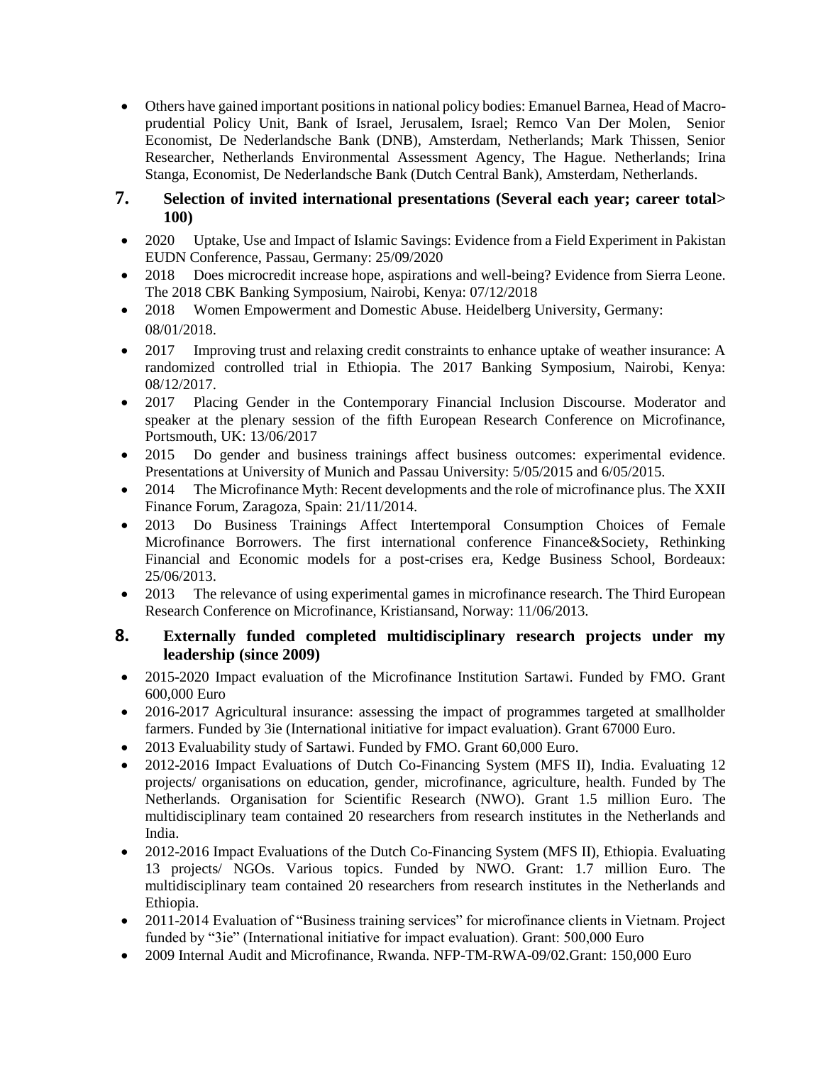- Others have gained important positions in national policy bodies: Emanuel Barnea, Head of Macro-prudential Policy Unit, Bank of Israel, Jerusalem, Israel; Remco Van Der Molen, Senior Economist, De Nederlandsche Bank (DNB), Amsterdam, Netherlands; Mark Thissen, Senior Researcher, Netherlands Environmental Assessment Agency, The Hague. Netherlands; Irina Stanga, Economist, De Nederlandsche Bank (Dutch Central Bank), Amsterdam, Netherlands.

## 7. Selection of invited international presentations (Several each year; career total> 100)

- 2020 Uptake, Use and Impact of Islamic Savings: Evidence from a Field Experiment in Pakistan EUDN Conference, Passau, Germany: 25/09/2020
- 2018 Does microcredit increase hope, aspirations and well-being? Evidence from Sierra Leone. The 2018 CBK Banking Symposium, Nairobi, Kenya: 07/12/2018
- 2018 Women Empowerment and Domestic Abuse. Heidelberg University, Germany: 08/01/2018.
- 2017 Improving trust and relaxing credit constraints to enhance uptake of weather insurance: A randomized controlled trial in Ethiopia. The 2017 Banking Symposium, Nairobi, Kenya: 08/12/2017.
- 2017 Placing Gender in the Contemporary Financial Inclusion Discourse. Moderator and speaker at the plenary session of the fifth European Research Conference on Microfinance, Portsmouth, UK: 13/06/2017
- 2015 Do gender and business trainings affect business outcomes: experimental evidence. Presentations at University of Munich and Passau University: 5/05/2015 and 6/05/2015.
- 2014 The Microfinance Myth: Recent developments and the role of microfinance plus. The XXII Finance Forum, Zaragoza, Spain: 21/11/2014.
- 2013 Do Business Trainings Affect Intertemporal Consumption Choices of Female Microfinance Borrowers. The first international conference Finance&Society, Rethinking Financial and Economic models for a post-crises era, Kedge Business School, Bordeaux: 25/06/2013.
- 2013 The relevance of using experimental games in microfinance research. The Third European Research Conference on Microfinance, Kristiansand, Norway: 11/06/2013.

## 8. Externally funded completed multidisciplinary research projects under my leadership (since 2009)

- 2015-2020 Impact evaluation of the Microfinance Institution Sartawi. Funded by FMO. Grant 600,000 Euro
- 2016-2017 Agricultural insurance: assessing the impact of programmes targeted at smallholder farmers. Funded by 3ie (International initiative for impact evaluation). Grant 67000 Euro.
- 2013 Evaluability study of Sartawi. Funded by FMO. Grant 60,000 Euro.
- 2012-2016 Impact Evaluations of Dutch Co-Financing System (MFS II), India. Evaluating 12 projects/ organisations on education, gender, microfinance, agriculture, health. Funded by The Netherlands. Organisation for Scientific Research (NWO). Grant 1.5 million Euro. The multidisciplinary team contained 20 researchers from research institutes in the Netherlands and India.
- 2012-2016 Impact Evaluations of the Dutch Co-Financing System (MFS II), Ethiopia. Evaluating 13 projects/ NGOs. Various topics. Funded by NWO. Grant: 1.7 million Euro. The multidisciplinary team contained 20 researchers from research institutes in the Netherlands and Ethiopia.
- 2011-2014 Evaluation of "Business training services" for microfinance clients in Vietnam. Project funded by "3ie" (International initiative for impact evaluation). Grant: 500,000 Euro
- 2009 Internal Audit and Microfinance, Rwanda. NFP-TM-RWA-09/02.Grant: 150,000 Euro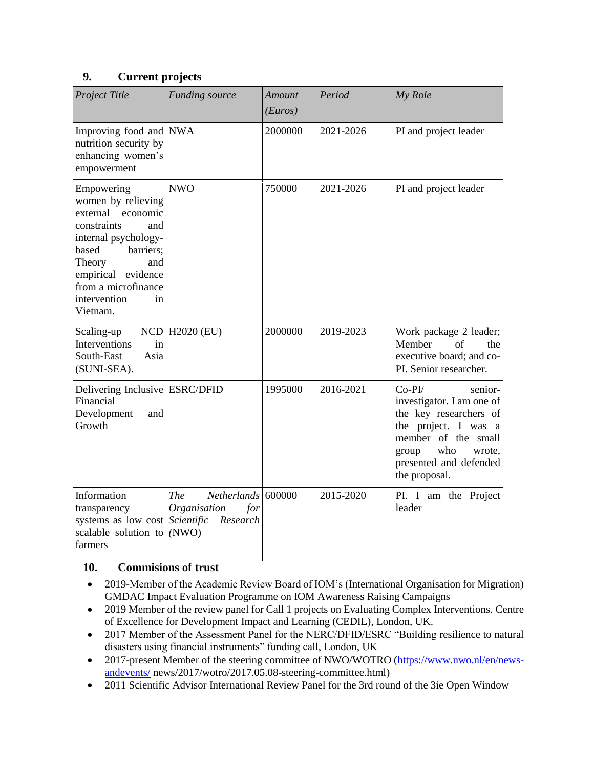## 9. Current projects

| *Project Title* | *Funding source* | *Amount (Euros)* | *Period* | *My Role* |
|---|---|---|---|---|
| Improving food and nutrition security by enhancing women's empowerment | NWA | 2000000 | 2021-2026 | PI and project leader |
| Empowering women by relieving external economic constraints and internal psychology-based barriers; Theory and empirical evidence from a microfinance intervention in Vietnam. | NWO | 750000 | 2021-2026 | PI and project leader |
| Scaling-up NCD Interventions in South-East Asia (SUNI-SEA). | H2020 (EU) | 2000000 | 2019-2023 | Work package 2 leader; Member of the executive board; and co-PI. Senior researcher. |
| Delivering Inclusive Financial Development and Growth | ESRC/DFID | 1995000 | 2016-2021 | Co-PI/ senior-investigator. I am one of the key researchers of the project. I was a member of the small group who wrote, presented and defended the proposal. |
| Information transparency systems as low cost scalable solution to farmers | *The Netherlands Organisation for Scientific Research* (NWO) | 600000 | 2015-2020 | PI. I am the Project leader |

## 10. Commisions of trust

- 2019-Member of the Academic Review Board of IOM's (International Organisation for Migration) GMDAC Impact Evaluation Programme on IOM Awareness Raising Campaigns
- 2019 Member of the review panel for Call 1 projects on Evaluating Complex Interventions. Centre of Excellence for Development Impact and Learning (CEDIL), London, UK.
- 2017 Member of the Assessment Panel for the NERC/DFID/ESRC "Building resilience to natural disasters using financial instruments" funding call, London, UK
- 2017-present Member of the steering committee of NWO/WOTRO (https://www.nwo.nl/en/news-andevents/ news/2017/wotro/2017.05.08-steering-committee.html)
- 2011 Scientific Advisor International Review Panel for the 3rd round of the 3ie Open Window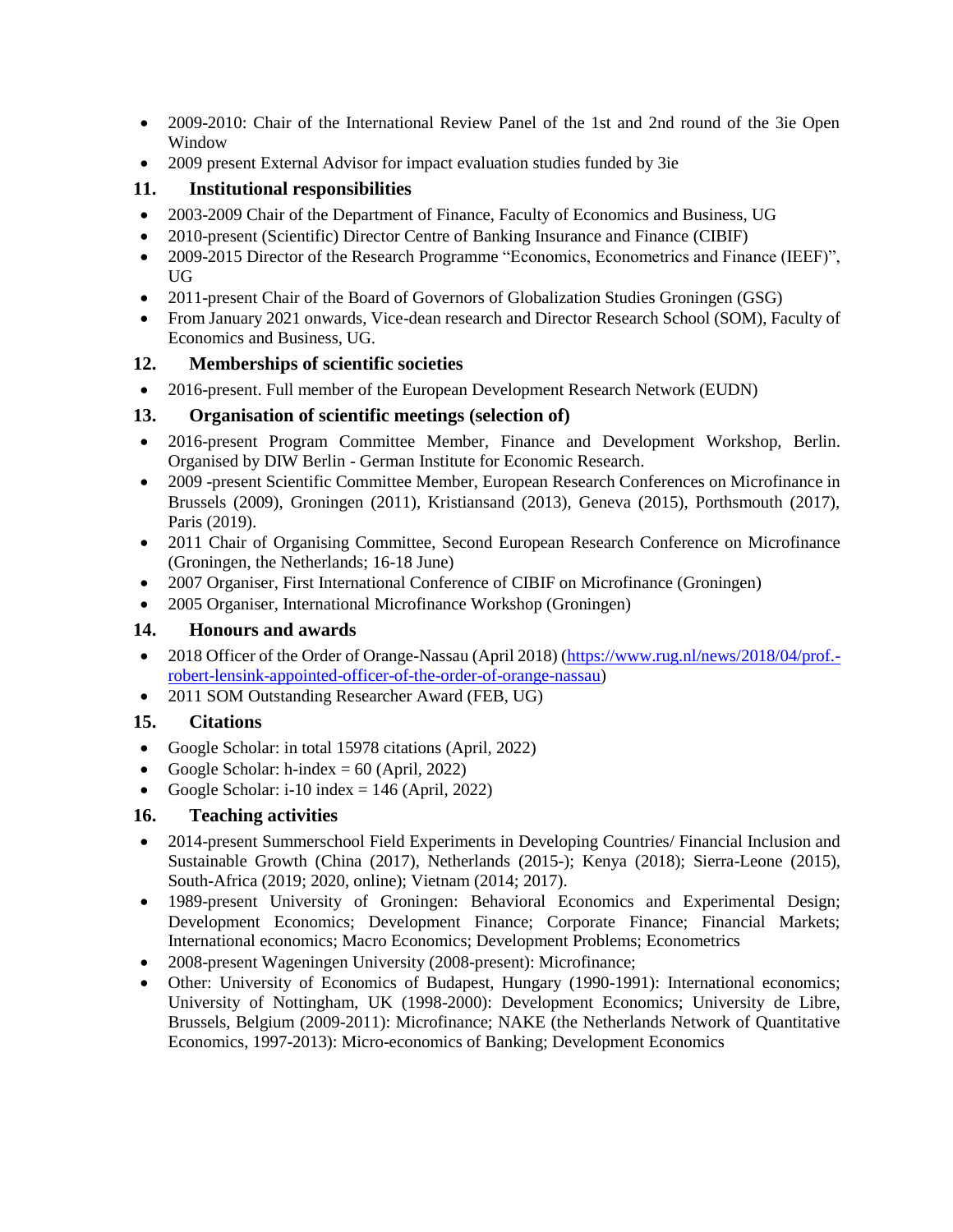- 2009-2010: Chair of the International Review Panel of the 1st and 2nd round of the 3ie Open Window
- 2009 present External Advisor for impact evaluation studies funded by 3ie

## 11. Institutional responsibilities

- 2003-2009 Chair of the Department of Finance, Faculty of Economics and Business, UG
- 2010-present (Scientific) Director Centre of Banking Insurance and Finance (CIBIF)
- 2009-2015 Director of the Research Programme "Economics, Econometrics and Finance (IEEF)", UG
- 2011-present Chair of the Board of Governors of Globalization Studies Groningen (GSG)
- From January 2021 onwards, Vice-dean research and Director Research School (SOM), Faculty of Economics and Business, UG.

## 12. Memberships of scientific societies

- 2016-present. Full member of the European Development Research Network (EUDN)

## 13. Organisation of scientific meetings (selection of)

- 2016-present Program Committee Member, Finance and Development Workshop, Berlin. Organised by DIW Berlin - German Institute for Economic Research.
- 2009 -present Scientific Committee Member, European Research Conferences on Microfinance in Brussels (2009), Groningen (2011), Kristiansand (2013), Geneva (2015), Porthsmouth (2017), Paris (2019).
- 2011 Chair of Organising Committee, Second European Research Conference on Microfinance (Groningen, the Netherlands; 16-18 June)
- 2007 Organiser, First International Conference of CIBIF on Microfinance (Groningen)
- 2005 Organiser, International Microfinance Workshop (Groningen)

## 14. Honours and awards

- 2018 Officer of the Order of Orange-Nassau (April 2018) (https://www.rug.nl/news/2018/04/prof.-robert-lensink-appointed-officer-of-the-order-of-orange-nassau)
- 2011 SOM Outstanding Researcher Award (FEB, UG)

## 15. Citations

- Google Scholar: in total 15978 citations (April, 2022)
- Google Scholar: h-index = 60 (April, 2022)
- Google Scholar: i-10 index = 146 (April, 2022)

## 16. Teaching activities

- 2014-present Summerschool Field Experiments in Developing Countries/ Financial Inclusion and Sustainable Growth (China (2017), Netherlands (2015-); Kenya (2018); Sierra-Leone (2015), South-Africa (2019; 2020, online); Vietnam (2014; 2017).
- 1989-present University of Groningen: Behavioral Economics and Experimental Design; Development Economics; Development Finance; Corporate Finance; Financial Markets; International economics; Macro Economics; Development Problems; Econometrics
- 2008-present Wageningen University (2008-present): Microfinance;
- Other: University of Economics of Budapest, Hungary (1990-1991): International economics; University of Nottingham, UK (1998-2000): Development Economics; University de Libre, Brussels, Belgium (2009-2011): Microfinance; NAKE (the Netherlands Network of Quantitative Economics, 1997-2013): Micro-economics of Banking; Development Economics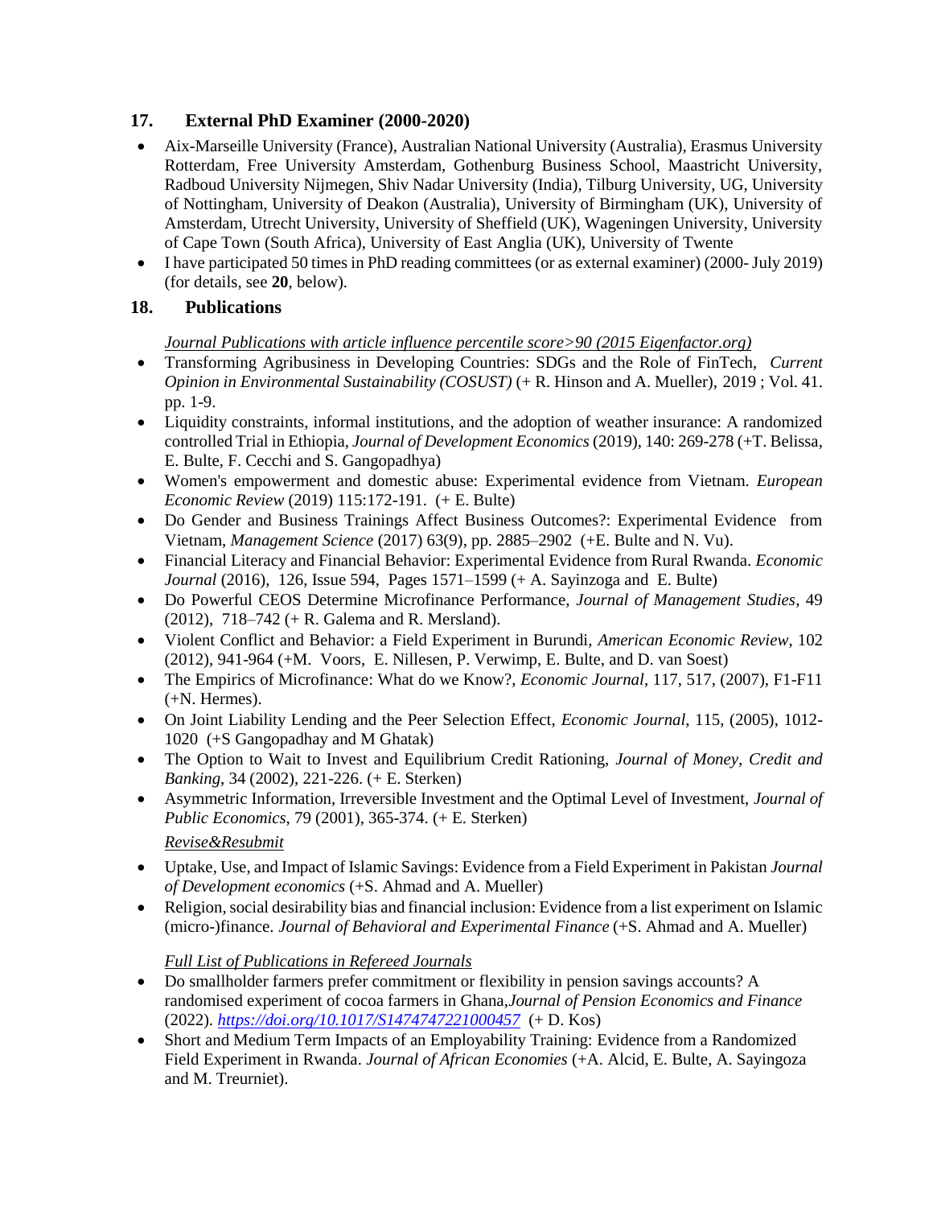## 17. External PhD Examiner (2000-2020)

- Aix-Marseille University (France), Australian National University (Australia), Erasmus University Rotterdam, Free University Amsterdam, Gothenburg Business School, Maastricht University, Radboud University Nijmegen, Shiv Nadar University (India), Tilburg University, UG, University of Nottingham, University of Deakon (Australia), University of Birmingham (UK), University of Amsterdam, Utrecht University, University of Sheffield (UK), Wageningen University, University of Cape Town (South Africa), University of East Anglia (UK), University of Twente
- I have participated 50 times in PhD reading committees (or as external examiner) (2000- July 2019) (for details, see **20**, below).

## 18. Publications

*Journal Publications with article influence percentile score>90 (2015 Eigenfactor.org)*

- Transforming Agribusiness in Developing Countries: SDGs and the Role of FinTech, *Current Opinion in Environmental Sustainability (COSUST)* (+ R. Hinson and A. Mueller), 2019 ; Vol. 41. pp. 1-9.
- Liquidity constraints, informal institutions, and the adoption of weather insurance: A randomized controlled Trial in Ethiopia, *Journal of Development Economics* (2019), 140: 269-278 (+T. Belissa, E. Bulte, F. Cecchi and S. Gangopadhya)
- Women's empowerment and domestic abuse: Experimental evidence from Vietnam. *European Economic Review* (2019) 115:172-191. (+ E. Bulte)
- Do Gender and Business Trainings Affect Business Outcomes?: Experimental Evidence from Vietnam, *Management Science* (2017) 63(9), pp. 2885–2902 (+E. Bulte and N. Vu).
- Financial Literacy and Financial Behavior: Experimental Evidence from Rural Rwanda. *Economic Journal* (2016), 126, Issue 594, Pages 1571–1599 (+ A. Sayinzoga and E. Bulte)
- Do Powerful CEOS Determine Microfinance Performance, *Journal of Management Studies*, 49 (2012), 718–742 (+ R. Galema and R. Mersland).
- Violent Conflict and Behavior: a Field Experiment in Burundi, *American Economic Review*, 102 (2012), 941-964 (+M. Voors, E. Nillesen, P. Verwimp, E. Bulte, and D. van Soest)
- The Empirics of Microfinance: What do we Know?, *Economic Journal*, 117, 517, (2007), F1-F11 (+N. Hermes).
- On Joint Liability Lending and the Peer Selection Effect, *Economic Journal*, 115, (2005), 1012-1020 (+S Gangopadhay and M Ghatak)
- The Option to Wait to Invest and Equilibrium Credit Rationing, *Journal of Money, Credit and Banking*, 34 (2002), 221-226. (+ E. Sterken)
- Asymmetric Information, Irreversible Investment and the Optimal Level of Investment, *Journal of Public Economics*, 79 (2001), 365-374. (+ E. Sterken)

*Revise&Resubmit*

- Uptake, Use, and Impact of Islamic Savings: Evidence from a Field Experiment in Pakistan *Journal of Development economics* (+S. Ahmad and A. Mueller)
- Religion, social desirability bias and financial inclusion: Evidence from a list experiment on Islamic (micro-)finance. *Journal of Behavioral and Experimental Finance* (+S. Ahmad and A. Mueller)

*Full List of Publications in Refereed Journals*

- Do smallholder farmers prefer commitment or flexibility in pension savings accounts? A randomised experiment of cocoa farmers in Ghana,*Journal of Pension Economics and Finance* (2022). *https://doi.org/10.1017/S1474747221000457* (+ D. Kos)
- Short and Medium Term Impacts of an Employability Training: Evidence from a Randomized Field Experiment in Rwanda. *Journal of African Economies* (+A. Alcid, E. Bulte, A. Sayingoza and M. Treurniet).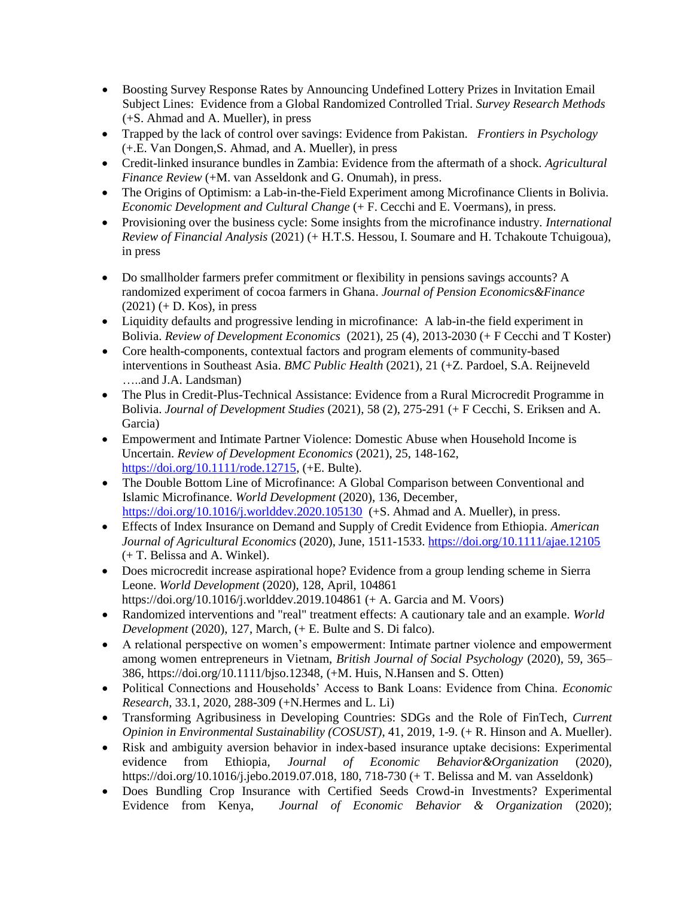- Boosting Survey Response Rates by Announcing Undefined Lottery Prizes in Invitation Email Subject Lines: Evidence from a Global Randomized Controlled Trial. *Survey Research Methods* (+S. Ahmad and A. Mueller), in press
- Trapped by the lack of control over savings: Evidence from Pakistan. *Frontiers in Psychology* (+.E. Van Dongen,S. Ahmad, and A. Mueller), in press
- Credit-linked insurance bundles in Zambia: Evidence from the aftermath of a shock. *Agricultural Finance Review* (+M. van Asseldonk and G. Onumah), in press.
- The Origins of Optimism: a Lab-in-the-Field Experiment among Microfinance Clients in Bolivia. *Economic Development and Cultural Change* (+ F. Cecchi and E. Voermans), in press.
- Provisioning over the business cycle: Some insights from the microfinance industry. *International Review of Financial Analysis* (2021) (+ H.T.S. Hessou, I. Soumare and H. Tchakoute Tchuigoua), in press
- Do smallholder farmers prefer commitment or flexibility in pensions savings accounts? A randomized experiment of cocoa farmers in Ghana. *Journal of Pension Economics&Finance* (2021) (+ D. Kos), in press
- Liquidity defaults and progressive lending in microfinance: A lab-in-the field experiment in Bolivia. *Review of Development Economics* (2021), 25 (4), 2013-2030 (+ F Cecchi and T Koster)
- Core health-components, contextual factors and program elements of community-based interventions in Southeast Asia. *BMC Public Health* (2021), 21 (+Z. Pardoel, S.A. Reijneveld …..and J.A. Landsman)
- The Plus in Credit-Plus-Technical Assistance: Evidence from a Rural Microcredit Programme in Bolivia. *Journal of Development Studies* (2021), 58 (2), 275-291 (+ F Cecchi, S. Eriksen and A. Garcia)
- Empowerment and Intimate Partner Violence: Domestic Abuse when Household Income is Uncertain. *Review of Development Economics* (2021), 25, 148-162, https://doi.org/10.1111/rode.12715, (+E. Bulte).
- The Double Bottom Line of Microfinance: A Global Comparison between Conventional and Islamic Microfinance. *World Development* (2020), 136, December, https://doi.org/10.1016/j.worlddev.2020.105130 (+S. Ahmad and A. Mueller), in press.
- Effects of Index Insurance on Demand and Supply of Credit Evidence from Ethiopia. *American Journal of Agricultural Economics* (2020), June, 1511-1533. https://doi.org/10.1111/ajae.12105 (+ T. Belissa and A. Winkel).
- Does microcredit increase aspirational hope? Evidence from a group lending scheme in Sierra Leone. *World Development* (2020), 128, April, 104861 https://doi.org/10.1016/j.worlddev.2019.104861 (+ A. Garcia and M. Voors)
- Randomized interventions and "real" treatment effects: A cautionary tale and an example. *World Development* (2020), 127, March, (+ E. Bulte and S. Di falco).
- A relational perspective on women's empowerment: Intimate partner violence and empowerment among women entrepreneurs in Vietnam, *British Journal of Social Psychology* (2020), 59, 365–386, https://doi.org/10.1111/bjso.12348, (+M. Huis, N.Hansen and S. Otten)
- Political Connections and Households' Access to Bank Loans: Evidence from China. *Economic Research*, 33.1, 2020, 288-309 (+N.Hermes and L. Li)
- Transforming Agribusiness in Developing Countries: SDGs and the Role of FinTech, *Current Opinion in Environmental Sustainability (COSUST)*, 41, 2019, 1-9. (+ R. Hinson and A. Mueller).
- Risk and ambiguity aversion behavior in index-based insurance uptake decisions: Experimental evidence from Ethiopia, *Journal of Economic Behavior&Organization* (2020), https://doi.org/10.1016/j.jebo.2019.07.018, 180, 718-730 (+ T. Belissa and M. van Asseldonk)
- Does Bundling Crop Insurance with Certified Seeds Crowd-in Investments? Experimental Evidence from Kenya, *Journal of Economic Behavior & Organization* (2020);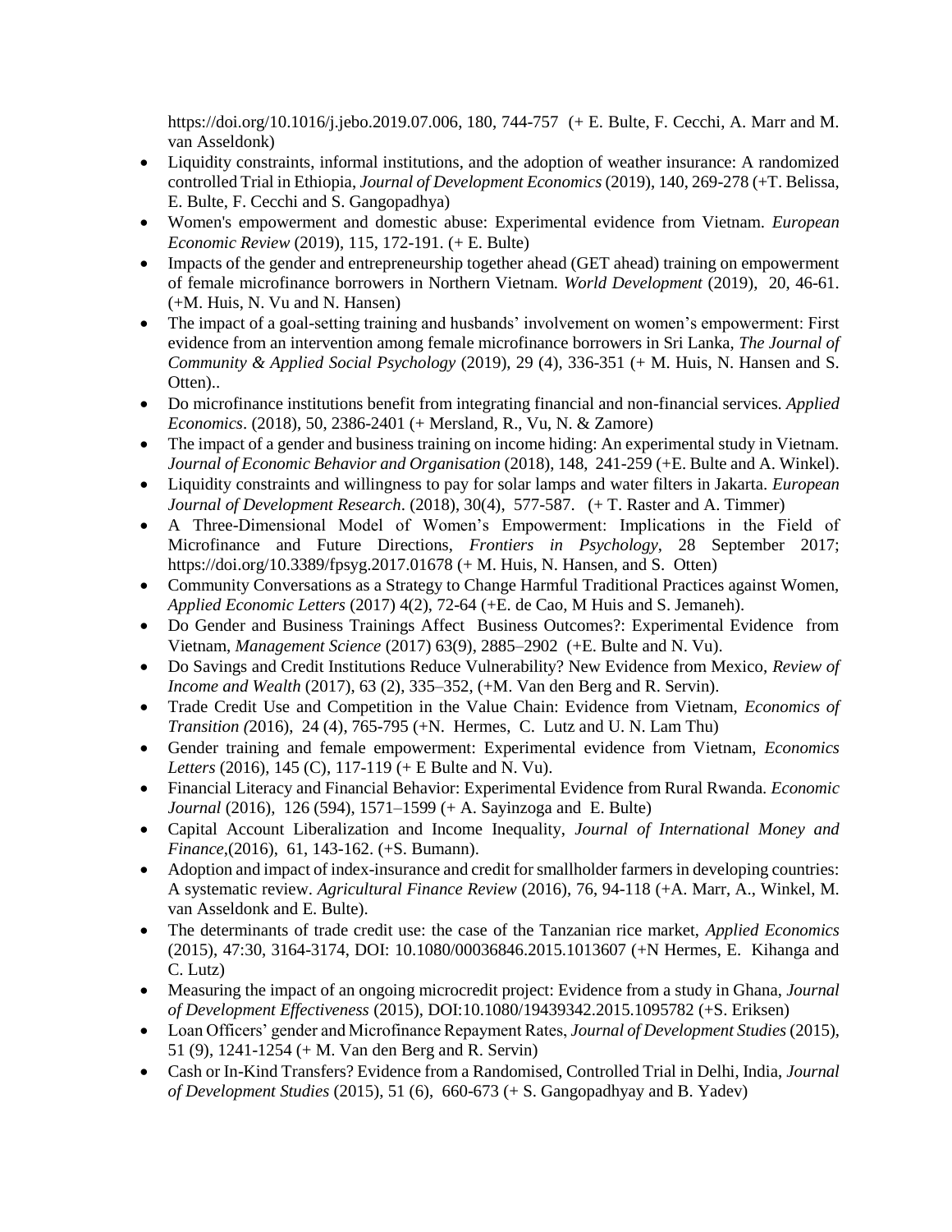https://doi.org/10.1016/j.jebo.2019.07.006, 180, 744-757 (+ E. Bulte, F. Cecchi, A. Marr and M. van Asseldonk)

- Liquidity constraints, informal institutions, and the adoption of weather insurance: A randomized controlled Trial in Ethiopia, *Journal of Development Economics* (2019), 140, 269-278 (+T. Belissa, E. Bulte, F. Cecchi and S. Gangopadhya)
- Women's empowerment and domestic abuse: Experimental evidence from Vietnam. *European Economic Review* (2019), 115, 172-191. (+ E. Bulte)
- Impacts of the gender and entrepreneurship together ahead (GET ahead) training on empowerment of female microfinance borrowers in Northern Vietnam. *World Development* (2019), 20, 46-61. (+M. Huis, N. Vu and N. Hansen)
- The impact of a goal-setting training and husbands' involvement on women's empowerment: First evidence from an intervention among female microfinance borrowers in Sri Lanka, *The Journal of Community & Applied Social Psychology* (2019), 29 (4), 336-351 (+ M. Huis, N. Hansen and S. Otten)..
- Do microfinance institutions benefit from integrating financial and non-financial services. *Applied Economics*. (2018), 50, 2386-2401 (+ Mersland, R., Vu, N. & Zamore)
- The impact of a gender and business training on income hiding: An experimental study in Vietnam. *Journal of Economic Behavior and Organisation* (2018), 148, 241-259 (+E. Bulte and A. Winkel).
- Liquidity constraints and willingness to pay for solar lamps and water filters in Jakarta. *European Journal of Development Research*. (2018), 30(4), 577-587. (+ T. Raster and A. Timmer)
- A Three-Dimensional Model of Women's Empowerment: Implications in the Field of Microfinance and Future Directions, *Frontiers in Psychology*, 28 September 2017; https://doi.org/10.3389/fpsyg.2017.01678 (+ M. Huis, N. Hansen, and S. Otten)
- Community Conversations as a Strategy to Change Harmful Traditional Practices against Women, *Applied Economic Letters* (2017) 4(2), 72-64 (+E. de Cao, M Huis and S. Jemaneh).
- Do Gender and Business Trainings Affect Business Outcomes?: Experimental Evidence from Vietnam, *Management Science* (2017) 63(9), 2885–2902 (+E. Bulte and N. Vu).
- Do Savings and Credit Institutions Reduce Vulnerability? New Evidence from Mexico, *Review of Income and Wealth* (2017), 63 (2), 335–352, (+M. Van den Berg and R. Servin).
- Trade Credit Use and Competition in the Value Chain: Evidence from Vietnam, *Economics of Transition (*2016), 24 (4), 765-795 (+N. Hermes, C. Lutz and U. N. Lam Thu)
- Gender training and female empowerment: Experimental evidence from Vietnam, *Economics Letters* (2016), 145 (C), 117-119 (+ E Bulte and N. Vu).
- Financial Literacy and Financial Behavior: Experimental Evidence from Rural Rwanda. *Economic Journal* (2016), 126 (594), 1571–1599 (+ A. Sayinzoga and E. Bulte)
- Capital Account Liberalization and Income Inequality, *Journal of International Money and Finance*,(2016), 61, 143-162. (+S. Bumann).
- Adoption and impact of index-insurance and credit for smallholder farmers in developing countries: A systematic review. *Agricultural Finance Review* (2016), 76, 94-118 (+A. Marr, A., Winkel, M. van Asseldonk and E. Bulte).
- The determinants of trade credit use: the case of the Tanzanian rice market, *Applied Economics* (2015), 47:30, 3164-3174, DOI: 10.1080/00036846.2015.1013607 (+N Hermes, E. Kihanga and C. Lutz)
- Measuring the impact of an ongoing microcredit project: Evidence from a study in Ghana, *Journal of Development Effectiveness* (2015), DOI:10.1080/19439342.2015.1095782 (+S. Eriksen)
- Loan Officers' gender and Microfinance Repayment Rates, *Journal of Development Studies* (2015), 51 (9), 1241-1254 (+ M. Van den Berg and R. Servin)
- Cash or In-Kind Transfers? Evidence from a Randomised, Controlled Trial in Delhi, India, *Journal of Development Studies* (2015), 51 (6), 660-673 (+ S. Gangopadhyay and B. Yadev)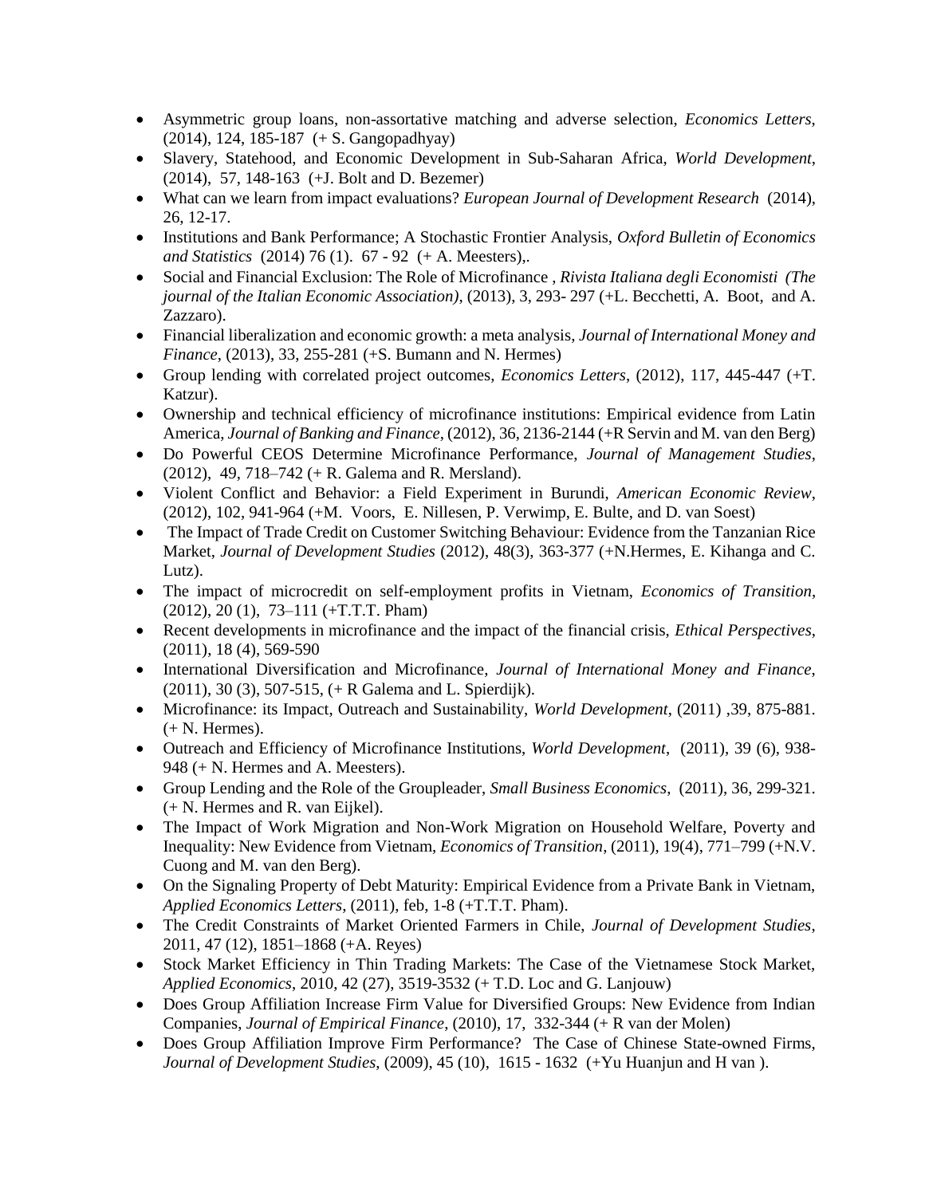- Asymmetric group loans, non-assortative matching and adverse selection, *Economics Letters*, (2014), 124, 185-187 (+ S. Gangopadhyay)
- Slavery, Statehood, and Economic Development in Sub-Saharan Africa, *World Development*, (2014), 57, 148-163 (+J. Bolt and D. Bezemer)
- What can we learn from impact evaluations? *European Journal of Development Research* (2014), 26, 12-17.
- Institutions and Bank Performance; A Stochastic Frontier Analysis, *Oxford Bulletin of Economics and Statistics* (2014) 76 (1). 67 - 92 (+ A. Meesters),.
- Social and Financial Exclusion: The Role of Microfinance , *Rivista Italiana degli Economisti (The journal of the Italian Economic Association)*, (2013), 3, 293- 297 (+L. Becchetti, A. Boot, and A. Zazzaro).
- Financial liberalization and economic growth: a meta analysis, *Journal of International Money and Finance*, (2013), 33, 255-281 (+S. Bumann and N. Hermes)
- Group lending with correlated project outcomes, *Economics Letters*, (2012), 117, 445-447 (+T. Katzur).
- Ownership and technical efficiency of microfinance institutions: Empirical evidence from Latin America, *Journal of Banking and Finance*, (2012), 36, 2136-2144 (+R Servin and M. van den Berg)
- Do Powerful CEOS Determine Microfinance Performance, *Journal of Management Studies*, (2012), 49, 718–742 (+ R. Galema and R. Mersland).
- Violent Conflict and Behavior: a Field Experiment in Burundi, *American Economic Review*, (2012), 102, 941-964 (+M. Voors, E. Nillesen, P. Verwimp, E. Bulte, and D. van Soest)
- The Impact of Trade Credit on Customer Switching Behaviour: Evidence from the Tanzanian Rice Market, *Journal of Development Studies* (2012), 48(3), 363-377 (+N.Hermes, E. Kihanga and C. Lutz).
- The impact of microcredit on self-employment profits in Vietnam, *Economics of Transition*, (2012), 20 (1), 73–111 (+T.T.T. Pham)
- Recent developments in microfinance and the impact of the financial crisis, *Ethical Perspectives*, (2011), 18 (4), 569-590
- International Diversification and Microfinance, *Journal of International Money and Finance*, (2011), 30 (3), 507-515, (+ R Galema and L. Spierdijk).
- Microfinance: its Impact, Outreach and Sustainability, *World Development*, (2011) ,39, 875-881. (+ N. Hermes).
- Outreach and Efficiency of Microfinance Institutions, *World Development*, (2011), 39 (6), 938-948 (+ N. Hermes and A. Meesters).
- Group Lending and the Role of the Groupleader, *Small Business Economics*, (2011), 36, 299-321. (+ N. Hermes and R. van Eijkel).
- The Impact of Work Migration and Non-Work Migration on Household Welfare, Poverty and Inequality: New Evidence from Vietnam, *Economics of Transition*, (2011), 19(4), 771–799 (+N.V. Cuong and M. van den Berg).
- On the Signaling Property of Debt Maturity: Empirical Evidence from a Private Bank in Vietnam, *Applied Economics Letters*, (2011), feb, 1-8 (+T.T.T. Pham).
- The Credit Constraints of Market Oriented Farmers in Chile, *Journal of Development Studies*, 2011, 47 (12), 1851–1868 (+A. Reyes)
- Stock Market Efficiency in Thin Trading Markets: The Case of the Vietnamese Stock Market, *Applied Economics*, 2010, 42 (27), 3519-3532 (+ T.D. Loc and G. Lanjouw)
- Does Group Affiliation Increase Firm Value for Diversified Groups: New Evidence from Indian Companies, *Journal of Empirical Finance*, (2010), 17, 332-344 (+ R van der Molen)
- Does Group Affiliation Improve Firm Performance? The Case of Chinese State-owned Firms, *Journal of Development Studies*, (2009), 45 (10), 1615 - 1632 (+Yu Huanjun and H van ).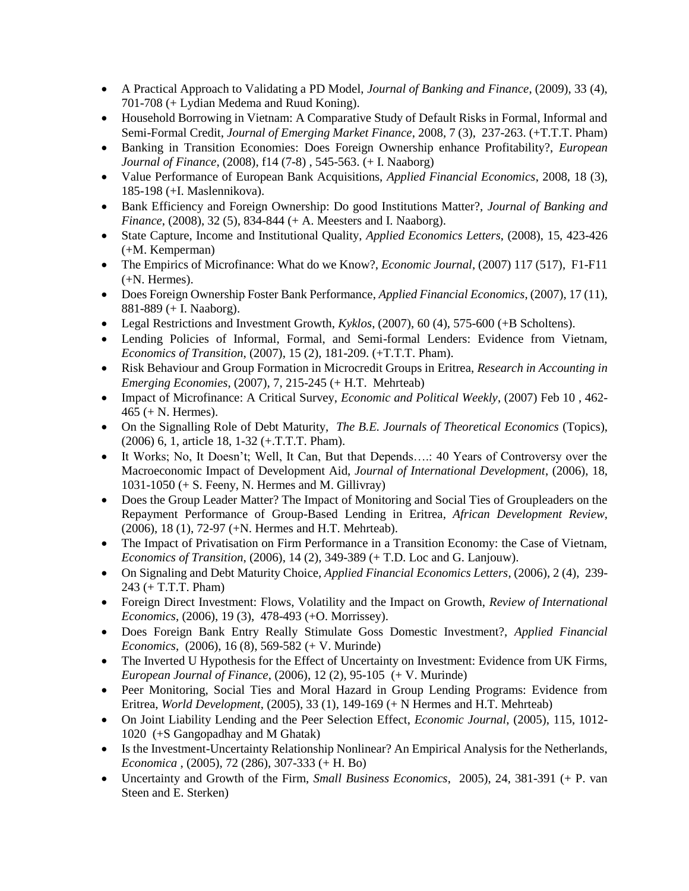- A Practical Approach to Validating a PD Model, *Journal of Banking and Finance*, (2009), 33 (4), 701-708 (+ Lydian Medema and Ruud Koning).
- Household Borrowing in Vietnam: A Comparative Study of Default Risks in Formal, Informal and Semi-Formal Credit, *Journal of Emerging Market Finance*, 2008, 7 (3), 237-263. (+T.T.T. Pham)
- Banking in Transition Economies: Does Foreign Ownership enhance Profitability?, *European Journal of Finance*, (2008), f14 (7-8) , 545-563. (+ I. Naaborg)
- Value Performance of European Bank Acquisitions, *Applied Financial Economics*, 2008, 18 (3), 185-198 (+I. Maslennikova).
- Bank Efficiency and Foreign Ownership: Do good Institutions Matter?, *Journal of Banking and Finance*, (2008), 32 (5), 834-844 (+ A. Meesters and I. Naaborg).
- State Capture, Income and Institutional Quality, *Applied Economics Letters*, (2008), 15, 423-426 (+M. Kemperman)
- The Empirics of Microfinance: What do we Know?, *Economic Journal*, (2007) 117 (517), F1-F11 (+N. Hermes).
- Does Foreign Ownership Foster Bank Performance, *Applied Financial Economics*, (2007), 17 (11), 881-889 (+ I. Naaborg).
- Legal Restrictions and Investment Growth, *Kyklos*, (2007), 60 (4), 575-600 (+B Scholtens).
- Lending Policies of Informal, Formal, and Semi-formal Lenders: Evidence from Vietnam, *Economics of Transition*, (2007), 15 (2), 181-209. (+T.T.T. Pham).
- Risk Behaviour and Group Formation in Microcredit Groups in Eritrea, *Research in Accounting in Emerging Economies*, (2007), 7, 215-245 (+ H.T. Mehrteab)
- Impact of Microfinance: A Critical Survey, *Economic and Political Weekly*, (2007) Feb 10 , 462-465 (+ N. Hermes).
- On the Signalling Role of Debt Maturity, *The B.E. Journals of Theoretical Economics* (Topics), (2006) 6, 1, article 18, 1-32 (+.T.T.T. Pham).
- It Works; No, It Doesn't; Well, It Can, But that Depends….: 40 Years of Controversy over the Macroeconomic Impact of Development Aid, *Journal of International Development*, (2006), 18, 1031-1050 (+ S. Feeny, N. Hermes and M. Gillivray)
- Does the Group Leader Matter? The Impact of Monitoring and Social Ties of Groupleaders on the Repayment Performance of Group-Based Lending in Eritrea, *African Development Review*, (2006), 18 (1), 72-97 (+N. Hermes and H.T. Mehrteab).
- The Impact of Privatisation on Firm Performance in a Transition Economy: the Case of Vietnam, *Economics of Transition*, (2006), 14 (2), 349-389 (+ T.D. Loc and G. Lanjouw).
- On Signaling and Debt Maturity Choice, *Applied Financial Economics Letters*, (2006), 2 (4), 239-243 (+ T.T.T. Pham)
- Foreign Direct Investment: Flows, Volatility and the Impact on Growth, *Review of International Economics*, (2006), 19 (3), 478-493 (+O. Morrissey).
- Does Foreign Bank Entry Really Stimulate Goss Domestic Investment?, *Applied Financial Economics*, (2006), 16 (8), 569-582 (+ V. Murinde)
- The Inverted U Hypothesis for the Effect of Uncertainty on Investment: Evidence from UK Firms, *European Journal of Finance*, (2006), 12 (2), 95-105 (+ V. Murinde)
- Peer Monitoring, Social Ties and Moral Hazard in Group Lending Programs: Evidence from Eritrea, *World Development*, (2005), 33 (1), 149-169 (+ N Hermes and H.T. Mehrteab)
- On Joint Liability Lending and the Peer Selection Effect, *Economic Journal*, (2005), 115, 1012-1020 (+S Gangopadhay and M Ghatak)
- Is the Investment-Uncertainty Relationship Nonlinear? An Empirical Analysis for the Netherlands, *Economica* , (2005), 72 (286), 307-333 (+ H. Bo)
- Uncertainty and Growth of the Firm, *Small Business Economics*, 2005), 24, 381-391 (+ P. van Steen and E. Sterken)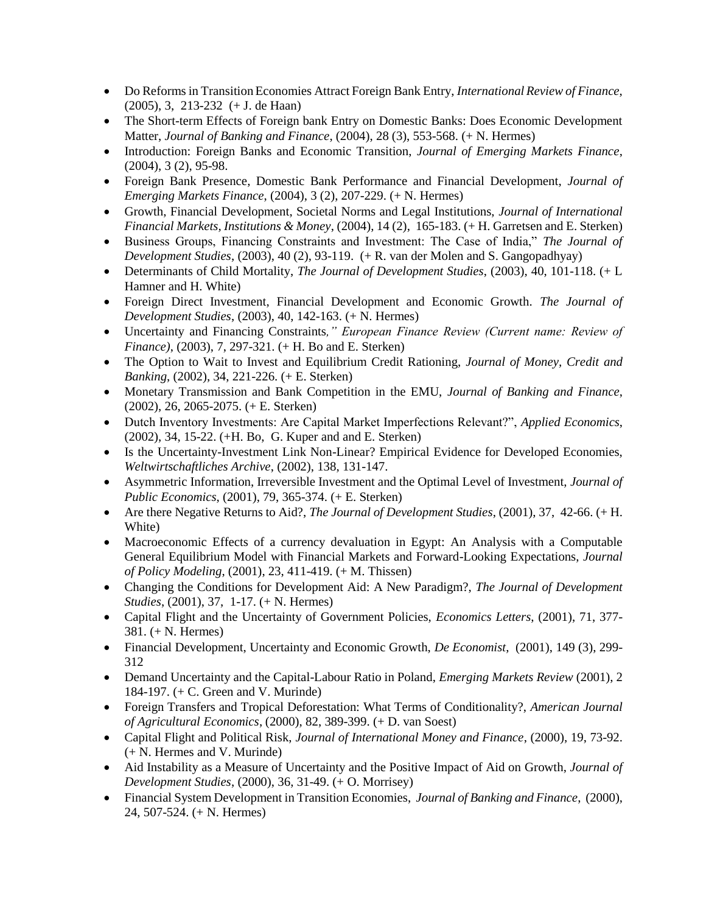- Do Reforms in Transition Economies Attract Foreign Bank Entry, *International Review of Finance*, (2005), 3, 213-232 (+ J. de Haan)
- The Short-term Effects of Foreign bank Entry on Domestic Banks: Does Economic Development Matter, *Journal of Banking and Finance*, (2004), 28 (3), 553-568. (+ N. Hermes)
- Introduction: Foreign Banks and Economic Transition, *Journal of Emerging Markets Finance*, (2004), 3 (2), 95-98.
- Foreign Bank Presence, Domestic Bank Performance and Financial Development, *Journal of Emerging Markets Finance*, (2004), 3 (2), 207-229. (+ N. Hermes)
- Growth, Financial Development, Societal Norms and Legal Institutions, *Journal of International Financial Markets, Institutions & Money*, (2004), 14 (2), 165-183. (+ H. Garretsen and E. Sterken)
- Business Groups, Financing Constraints and Investment: The Case of India," *The Journal of Development Studies*, (2003), 40 (2), 93-119. (+ R. van der Molen and S. Gangopadhyay)
- Determinants of Child Mortality, *The Journal of Development Studies*, (2003), 40, 101-118. (+ L Hamner and H. White)
- Foreign Direct Investment, Financial Development and Economic Growth. *The Journal of Development Studies*, (2003), 40, 142-163. (+ N. Hermes)
- Uncertainty and Financing Constraints*," European Finance Review (Current name: Review of Finance)*, (2003), 7, 297-321. (+ H. Bo and E. Sterken)
- The Option to Wait to Invest and Equilibrium Credit Rationing, *Journal of Money, Credit and Banking*, (2002), 34, 221-226. (+ E. Sterken)
- Monetary Transmission and Bank Competition in the EMU, *Journal of Banking and Finance*, (2002), 26, 2065-2075. (+ E. Sterken)
- Dutch Inventory Investments: Are Capital Market Imperfections Relevant?", *Applied Economics*, (2002), 34, 15-22. (+H. Bo, G. Kuper and and E. Sterken)
- Is the Uncertainty-Investment Link Non-Linear? Empirical Evidence for Developed Economies, *Weltwirtschaftliches Archive*, (2002), 138, 131-147.
- Asymmetric Information, Irreversible Investment and the Optimal Level of Investment, *Journal of Public Economics*, (2001), 79, 365-374. (+ E. Sterken)
- Are there Negative Returns to Aid?, *The Journal of Development Studies*, (2001), 37, 42-66. (+ H. White)
- Macroeconomic Effects of a currency devaluation in Egypt: An Analysis with a Computable General Equilibrium Model with Financial Markets and Forward-Looking Expectations, *Journal of Policy Modeling*, (2001), 23, 411-419. (+ M. Thissen)
- Changing the Conditions for Development Aid: A New Paradigm?, *The Journal of Development Studies*, (2001), 37, 1-17. (+ N. Hermes)
- Capital Flight and the Uncertainty of Government Policies, *Economics Letters*, (2001), 71, 377-381. (+ N. Hermes)
- Financial Development, Uncertainty and Economic Growth, *De Economist*, (2001), 149 (3), 299-312
- Demand Uncertainty and the Capital-Labour Ratio in Poland, *Emerging Markets Review* (2001), 2 184-197. (+ C. Green and V. Murinde)
- Foreign Transfers and Tropical Deforestation: What Terms of Conditionality?, *American Journal of Agricultural Economics*, (2000), 82, 389-399. (+ D. van Soest)
- Capital Flight and Political Risk, *Journal of International Money and Finance*, (2000), 19, 73-92. (+ N. Hermes and V. Murinde)
- Aid Instability as a Measure of Uncertainty and the Positive Impact of Aid on Growth, *Journal of Development Studies*, (2000), 36, 31-49. (+ O. Morrisey)
- Financial System Development in Transition Economies, *Journal of Banking and Finance*, (2000), 24, 507-524. (+ N. Hermes)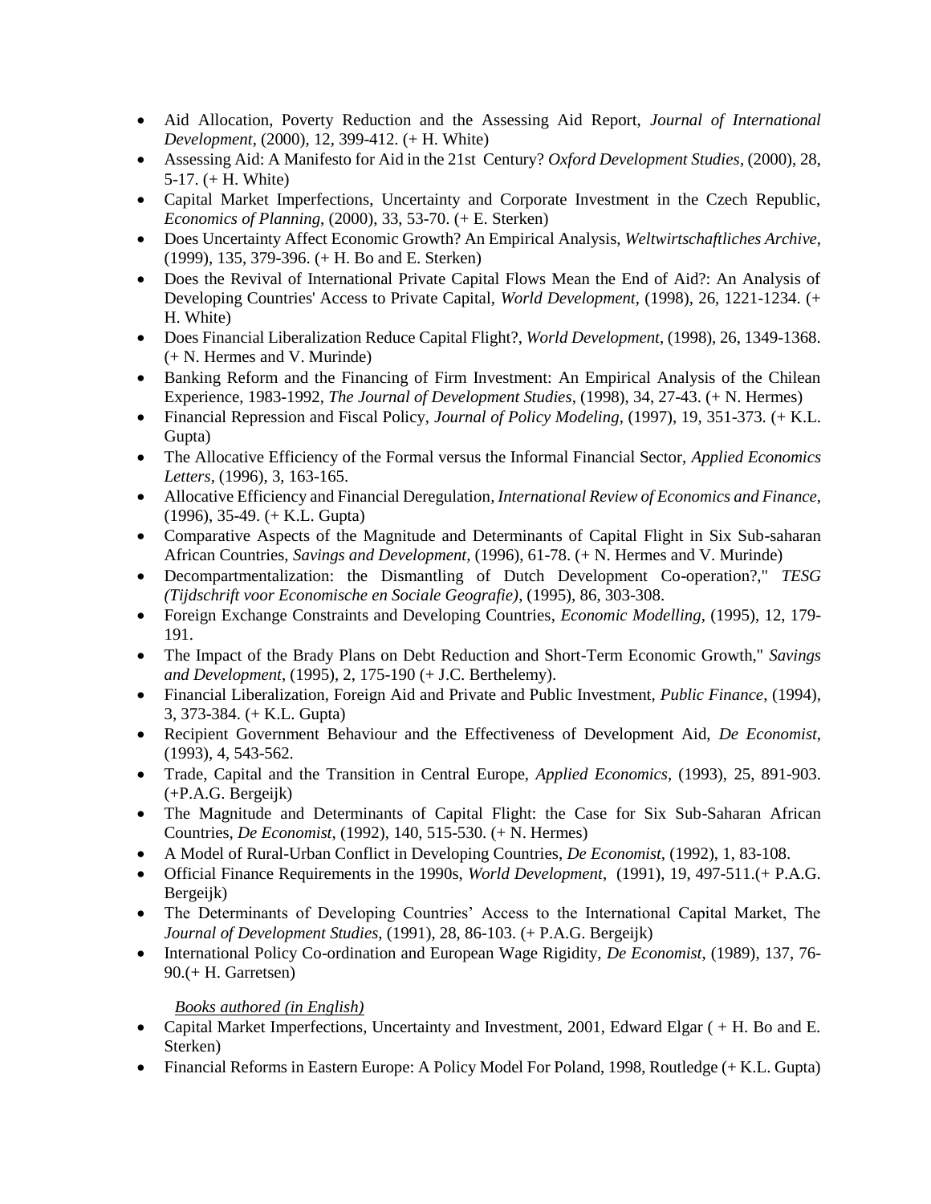- Aid Allocation, Poverty Reduction and the Assessing Aid Report, *Journal of International Development*, (2000), 12, 399-412. (+ H. White)
- Assessing Aid: A Manifesto for Aid in the 21st Century? *Oxford Development Studies*, (2000), 28, 5-17. (+ H. White)
- Capital Market Imperfections, Uncertainty and Corporate Investment in the Czech Republic, *Economics of Planning*, (2000), 33, 53-70. (+ E. Sterken)
- Does Uncertainty Affect Economic Growth? An Empirical Analysis, *Weltwirtschaftliches Archive*, (1999), 135, 379-396. (+ H. Bo and E. Sterken)
- Does the Revival of International Private Capital Flows Mean the End of Aid?: An Analysis of Developing Countries' Access to Private Capital, *World Development*, (1998), 26, 1221-1234. (+ H. White)
- Does Financial Liberalization Reduce Capital Flight?, *World Development*, (1998), 26, 1349-1368. (+ N. Hermes and V. Murinde)
- Banking Reform and the Financing of Firm Investment: An Empirical Analysis of the Chilean Experience, 1983-1992, *The Journal of Development Studies*, (1998), 34, 27-43. (+ N. Hermes)
- Financial Repression and Fiscal Policy, *Journal of Policy Modeling*, (1997), 19, 351-373. (+ K.L. Gupta)
- The Allocative Efficiency of the Formal versus the Informal Financial Sector, *Applied Economics Letters*, (1996), 3, 163-165.
- Allocative Efficiency and Financial Deregulation, *International Review of Economics and Finance*, (1996), 35-49. (+ K.L. Gupta)
- Comparative Aspects of the Magnitude and Determinants of Capital Flight in Six Sub-saharan African Countries, *Savings and Development*, (1996), 61-78. (+ N. Hermes and V. Murinde)
- Decompartmentalization: the Dismantling of Dutch Development Co-operation?," *TESG (Tijdschrift voor Economische en Sociale Geografie)*, (1995), 86, 303-308.
- Foreign Exchange Constraints and Developing Countries, *Economic Modelling*, (1995), 12, 179-191.
- The Impact of the Brady Plans on Debt Reduction and Short-Term Economic Growth," *Savings and Development*, (1995), 2, 175-190 (+ J.C. Berthelemy).
- Financial Liberalization, Foreign Aid and Private and Public Investment, *Public Finance*, (1994), 3, 373-384. (+ K.L. Gupta)
- Recipient Government Behaviour and the Effectiveness of Development Aid, *De Economist*, (1993), 4, 543-562.
- Trade, Capital and the Transition in Central Europe, *Applied Economics*, (1993), 25, 891-903. (+P.A.G. Bergeijk)
- The Magnitude and Determinants of Capital Flight: the Case for Six Sub-Saharan African Countries, *De Economist*, (1992), 140, 515-530. (+ N. Hermes)
- A Model of Rural-Urban Conflict in Developing Countries, *De Economist*, (1992), 1, 83-108.
- Official Finance Requirements in the 1990s, *World Development*, (1991), 19, 497-511.(+ P.A.G. Bergeijk)
- The Determinants of Developing Countries' Access to the International Capital Market, The *Journal of Development Studies*, (1991), 28, 86-103. (+ P.A.G. Bergeijk)
- International Policy Co-ordination and European Wage Rigidity, *De Economist*, (1989), 137, 76-90.(+ H. Garretsen)

*Books authored (in English)*

- Capital Market Imperfections, Uncertainty and Investment, 2001, Edward Elgar ( + H. Bo and E. Sterken)
- Financial Reforms in Eastern Europe: A Policy Model For Poland, 1998, Routledge (+ K.L. Gupta)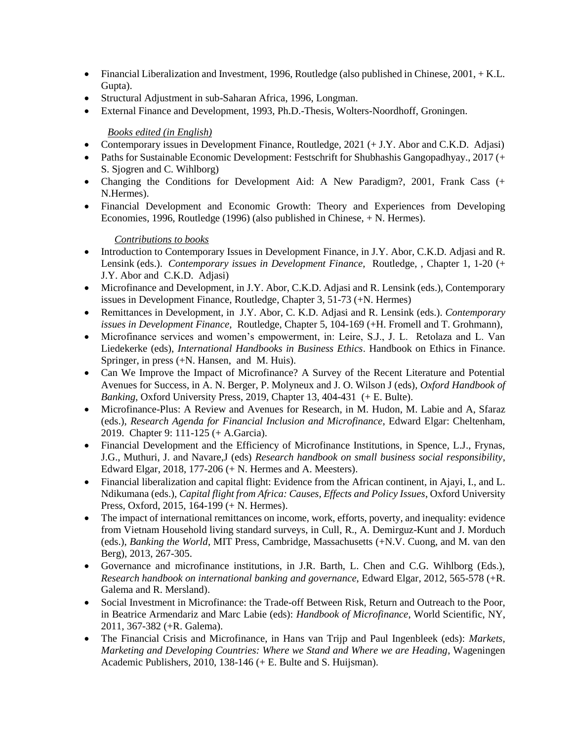- Financial Liberalization and Investment, 1996, Routledge (also published in Chinese, 2001, + K.L. Gupta).
- Structural Adjustment in sub-Saharan Africa, 1996, Longman.
- External Finance and Development, 1993, Ph.D.-Thesis, Wolters-Noordhoff, Groningen.

*Books edited (in English)*

- Contemporary issues in Development Finance, Routledge, 2021 (+ J.Y. Abor and C.K.D. Adjasi)
- Paths for Sustainable Economic Development: Festschrift for Shubhashis Gangopadhyay., 2017 (+ S. Sjogren and C. Wihlborg)
- Changing the Conditions for Development Aid: A New Paradigm?, 2001, Frank Cass (+ N.Hermes).
- Financial Development and Economic Growth: Theory and Experiences from Developing Economies, 1996, Routledge (1996) (also published in Chinese, + N. Hermes).

*Contributions to books*

- Introduction to Contemporary Issues in Development Finance, in J.Y. Abor, C.K.D. Adjasi and R. Lensink (eds.). *Contemporary issues in Development Finance,* Routledge, , Chapter 1, 1-20 (+ J.Y. Abor and C.K.D. Adjasi)
- Microfinance and Development, in J.Y. Abor, C.K.D. Adjasi and R. Lensink (eds.), Contemporary issues in Development Finance, Routledge, Chapter 3, 51-73 (+N. Hermes)
- Remittances in Development, in J.Y. Abor, C. K.D. Adjasi and R. Lensink (eds.). *Contemporary issues in Development Finance,* Routledge, Chapter 5, 104-169 (+H. Fromell and T. Grohmann),
- Microfinance services and women's empowerment, in: Leire, S.J., J. L. Retolaza and L. Van Liedekerke (eds), *International Handbooks in Business Ethics*. Handbook on Ethics in Finance. Springer, in press (+N. Hansen, and M. Huis).
- Can We Improve the Impact of Microfinance? A Survey of the Recent Literature and Potential Avenues for Success, in A. N. Berger, P. Molyneux and J. O. Wilson J (eds), *Oxford Handbook of Banking*, Oxford University Press, 2019, Chapter 13, 404-431 (+ E. Bulte).
- Microfinance-Plus: A Review and Avenues for Research, in M. Hudon, M. Labie and A, Sfaraz (eds.), *Research Agenda for Financial Inclusion and Microfinance*, Edward Elgar: Cheltenham, 2019. Chapter 9: 111-125 (+ A.Garcia).
- Financial Development and the Efficiency of Microfinance Institutions, in Spence, L.J., Frynas, J.G., Muthuri, J. and Navare,J (eds) *Research handbook on small business social responsibility*, Edward Elgar, 2018, 177-206 (+ N. Hermes and A. Meesters).
- Financial liberalization and capital flight: Evidence from the African continent, in Ajayi, I., and L. Ndikumana (eds.), *Capital flight from Africa: Causes, Effects and Policy Issues*, Oxford University Press, Oxford, 2015, 164-199 (+ N. Hermes).
- The impact of international remittances on income, work, efforts, poverty, and inequality: evidence from Vietnam Household living standard surveys, in Cull, R., A. Demirguz-Kunt and J. Morduch (eds.), *Banking the World*, MIT Press, Cambridge, Massachusetts (+N.V. Cuong, and M. van den Berg), 2013, 267-305.
- Governance and microfinance institutions, in J.R. Barth, L. Chen and C.G. Wihlborg (Eds.), *Research handbook on international banking and governance*, Edward Elgar, 2012, 565-578 (+R. Galema and R. Mersland).
- Social Investment in Microfinance: the Trade-off Between Risk, Return and Outreach to the Poor, in Beatrice Armendariz and Marc Labie (eds): *Handbook of Microfinance*, World Scientific, NY, 2011, 367-382 (+R. Galema).
- The Financial Crisis and Microfinance, in Hans van Trijp and Paul Ingenbleek (eds): *Markets, Marketing and Developing Countries: Where we Stand and Where we are Heading*, Wageningen Academic Publishers, 2010, 138-146 (+ E. Bulte and S. Huijsman).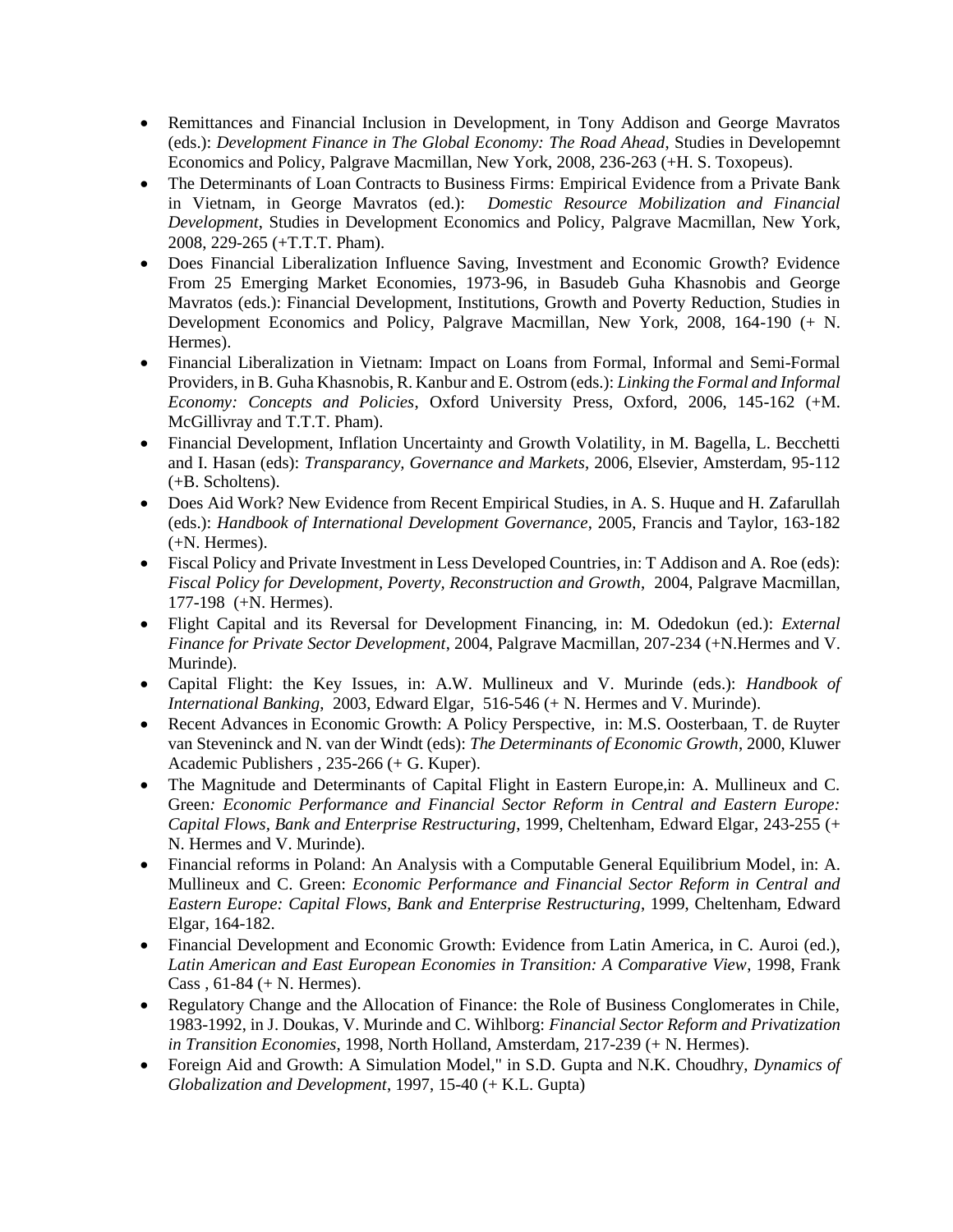- Remittances and Financial Inclusion in Development, in Tony Addison and George Mavratos (eds.): *Development Finance in The Global Economy: The Road Ahead*, Studies in Developemnt Economics and Policy, Palgrave Macmillan, New York, 2008, 236-263 (+H. S. Toxopeus).
- The Determinants of Loan Contracts to Business Firms: Empirical Evidence from a Private Bank in Vietnam, in George Mavratos (ed.): *Domestic Resource Mobilization and Financial Development*, Studies in Development Economics and Policy, Palgrave Macmillan, New York, 2008, 229-265 (+T.T.T. Pham).
- Does Financial Liberalization Influence Saving, Investment and Economic Growth? Evidence From 25 Emerging Market Economies, 1973-96, in Basudeb Guha Khasnobis and George Mavratos (eds.): Financial Development, Institutions, Growth and Poverty Reduction, Studies in Development Economics and Policy, Palgrave Macmillan, New York, 2008, 164-190 (+ N. Hermes).
- Financial Liberalization in Vietnam: Impact on Loans from Formal, Informal and Semi-Formal Providers, in B. Guha Khasnobis, R. Kanbur and E. Ostrom (eds.): *Linking the Formal and Informal Economy: Concepts and Policies*, Oxford University Press, Oxford, 2006, 145-162 (+M. McGillivray and T.T.T. Pham).
- Financial Development, Inflation Uncertainty and Growth Volatility, in M. Bagella, L. Becchetti and I. Hasan (eds): *Transparancy, Governance and Markets*, 2006, Elsevier, Amsterdam, 95-112 (+B. Scholtens).
- Does Aid Work? New Evidence from Recent Empirical Studies, in A. S. Huque and H. Zafarullah (eds.): *Handbook of International Development Governance*, 2005, Francis and Taylor, 163-182 (+N. Hermes).
- Fiscal Policy and Private Investment in Less Developed Countries, in: T Addison and A. Roe (eds): *Fiscal Policy for Development, Poverty, Reconstruction and Growth*, 2004, Palgrave Macmillan, 177-198 (+N. Hermes).
- Flight Capital and its Reversal for Development Financing, in: M. Odedokun (ed.): *External Finance for Private Sector Development*, 2004, Palgrave Macmillan, 207-234 (+N.Hermes and V. Murinde).
- Capital Flight: the Key Issues, in: A.W. Mullineux and V. Murinde (eds.): *Handbook of International Banking*, 2003, Edward Elgar, 516-546 (+ N. Hermes and V. Murinde).
- Recent Advances in Economic Growth: A Policy Perspective, in: M.S. Oosterbaan, T. de Ruyter van Steveninck and N. van der Windt (eds): *The Determinants of Economic Growth*, 2000, Kluwer Academic Publishers , 235-266 (+ G. Kuper).
- The Magnitude and Determinants of Capital Flight in Eastern Europe,in: A. Mullineux and C. Green*: Economic Performance and Financial Sector Reform in Central and Eastern Europe: Capital Flows, Bank and Enterprise Restructuring*, 1999, Cheltenham, Edward Elgar, 243-255 (+ N. Hermes and V. Murinde).
- Financial reforms in Poland: An Analysis with a Computable General Equilibrium Model, in: A. Mullineux and C. Green: *Economic Performance and Financial Sector Reform in Central and Eastern Europe: Capital Flows, Bank and Enterprise Restructuring*, 1999, Cheltenham, Edward Elgar, 164-182.
- Financial Development and Economic Growth: Evidence from Latin America, in C. Auroi (ed.), *Latin American and East European Economies in Transition: A Comparative View*, 1998, Frank Cass , 61-84 (+ N. Hermes).
- Regulatory Change and the Allocation of Finance: the Role of Business Conglomerates in Chile, 1983-1992, in J. Doukas, V. Murinde and C. Wihlborg: *Financial Sector Reform and Privatization in Transition Economies*, 1998, North Holland, Amsterdam, 217-239 (+ N. Hermes).
- Foreign Aid and Growth: A Simulation Model," in S.D. Gupta and N.K. Choudhry, *Dynamics of Globalization and Development*, 1997, 15-40 (+ K.L. Gupta)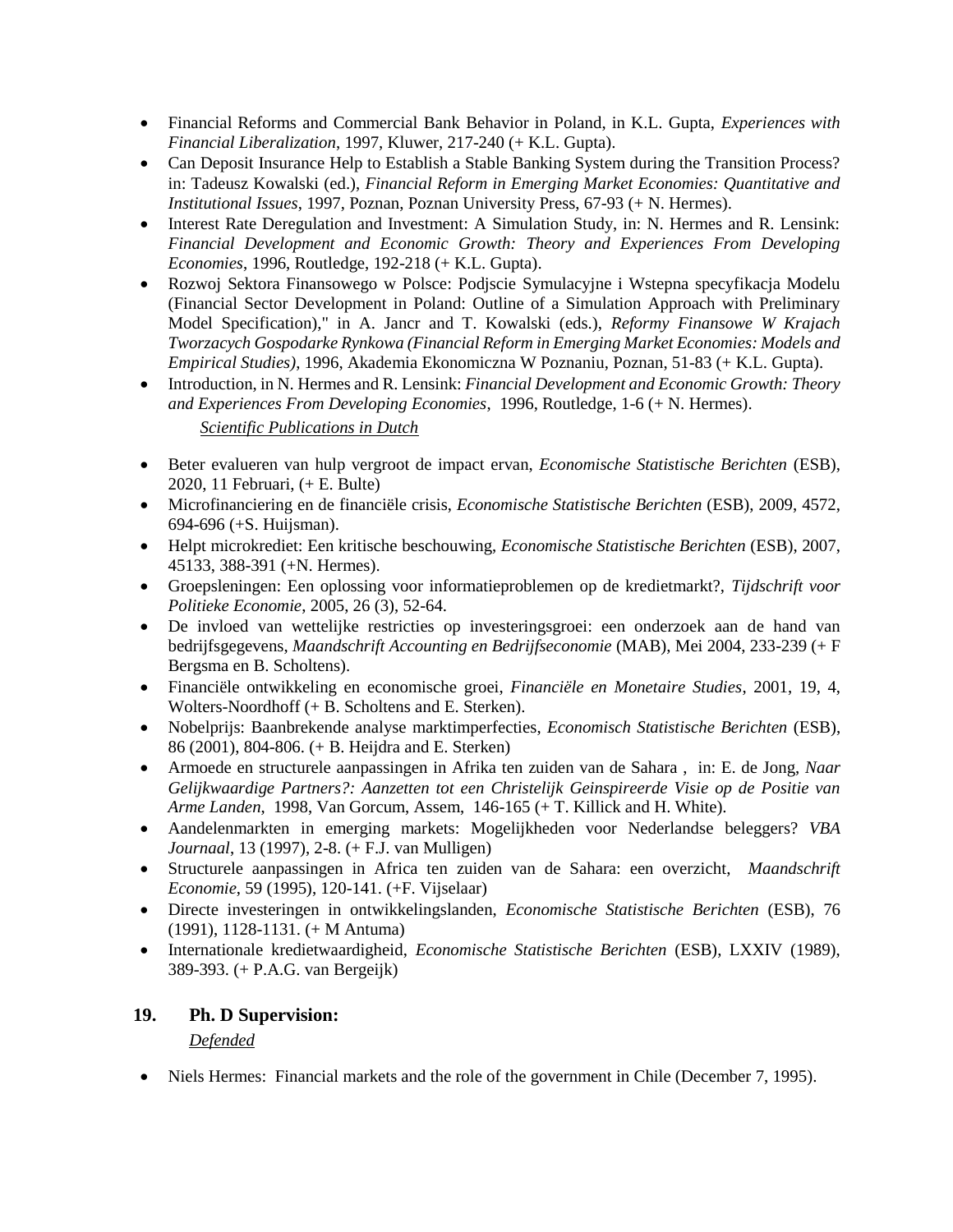- Financial Reforms and Commercial Bank Behavior in Poland, in K.L. Gupta, *Experiences with Financial Liberalization*, 1997, Kluwer, 217-240 (+ K.L. Gupta).
- Can Deposit Insurance Help to Establish a Stable Banking System during the Transition Process? in: Tadeusz Kowalski (ed.), *Financial Reform in Emerging Market Economies: Quantitative and Institutional Issues*, 1997, Poznan, Poznan University Press, 67-93 (+ N. Hermes).
- Interest Rate Deregulation and Investment: A Simulation Study, in: N. Hermes and R. Lensink: *Financial Development and Economic Growth: Theory and Experiences From Developing Economies*, 1996, Routledge, 192-218 (+ K.L. Gupta).
- Rozwoj Sektora Finansowego w Polsce: Podjscie Symulacyjne i Wstepna specyfikacja Modelu (Financial Sector Development in Poland: Outline of a Simulation Approach with Preliminary Model Specification)," in A. Jancr and T. Kowalski (eds.), *Reformy Finansowe W Krajach Tworzacych Gospodarke Rynkowa (Financial Reform in Emerging Market Economies: Models and Empirical Studies)*, 1996, Akademia Ekonomiczna W Poznaniu, Poznan, 51-83 (+ K.L. Gupta).
- Introduction, in N. Hermes and R. Lensink: *Financial Development and Economic Growth: Theory and Experiences From Developing Economies*, 1996, Routledge, 1-6 (+ N. Hermes).

*Scientific Publications in Dutch*

- Beter evalueren van hulp vergroot de impact ervan, *Economische Statistische Berichten* (ESB), 2020, 11 Februari, (+ E. Bulte)
- Microfinanciering en de financiële crisis, *Economische Statistische Berichten* (ESB), 2009, 4572, 694-696 (+S. Huijsman).
- Helpt microkrediet: Een kritische beschouwing, *Economische Statistische Berichten* (ESB), 2007, 45133, 388-391 (+N. Hermes).
- Groepsleningen: Een oplossing voor informatieproblemen op de kredietmarkt?, *Tijdschrift voor Politieke Economie*, 2005, 26 (3), 52-64.
- De invloed van wettelijke restricties op investeringsgroei: een onderzoek aan de hand van bedrijfsgegevens, *Maandschrift Accounting en Bedrijfseconomie* (MAB), Mei 2004, 233-239 (+ F Bergsma en B. Scholtens).
- Financiële ontwikkeling en economische groei, *Financiële en Monetaire Studies*, 2001, 19, 4, Wolters-Noordhoff (+ B. Scholtens and E. Sterken).
- Nobelprijs: Baanbrekende analyse marktimperfecties, *Economisch Statistische Berichten* (ESB), 86 (2001), 804-806. (+ B. Heijdra and E. Sterken)
- Armoede en structurele aanpassingen in Afrika ten zuiden van de Sahara , in: E. de Jong, *Naar Gelijkwaardige Partners?: Aanzetten tot een Christelijk Geinspireerde Visie op de Positie van Arme Landen*, 1998, Van Gorcum, Assem, 146-165 (+ T. Killick and H. White).
- Aandelenmarkten in emerging markets: Mogelijkheden voor Nederlandse beleggers? *VBA Journaal*, 13 (1997), 2-8. (+ F.J. van Mulligen)
- Structurele aanpassingen in Africa ten zuiden van de Sahara: een overzicht, *Maandschrift Economie*, 59 (1995), 120-141. (+F. Vijselaar)
- Directe investeringen in ontwikkelingslanden, *Economische Statistische Berichten* (ESB), 76 (1991), 1128-1131. (+ M Antuma)
- Internationale kredietwaardigheid, *Economische Statistische Berichten* (ESB), LXXIV (1989), 389-393. (+ P.A.G. van Bergeijk)

## 19. Ph. D Supervision:

*Defended*

- Niels Hermes: Financial markets and the role of the government in Chile (December 7, 1995).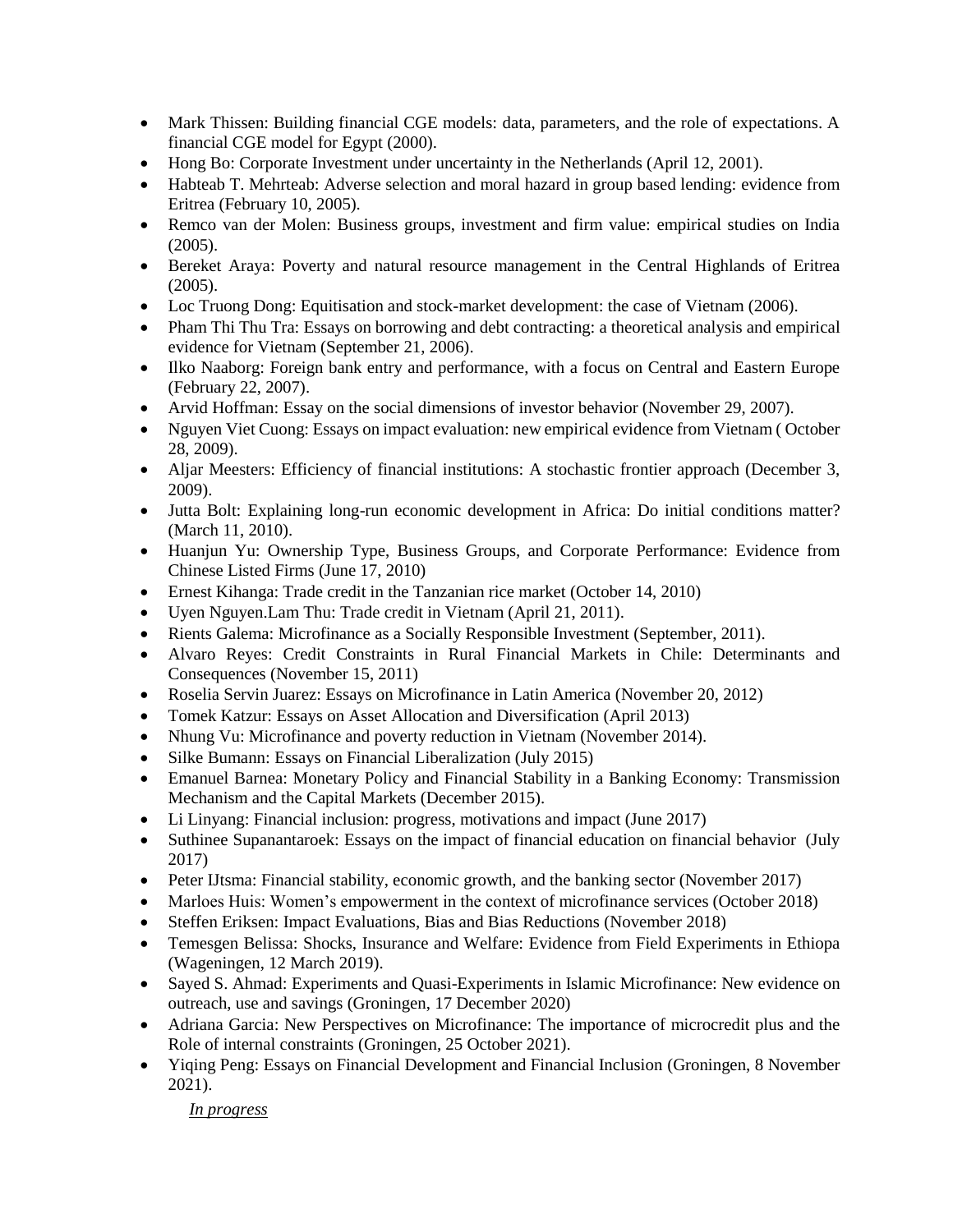- Mark Thissen: Building financial CGE models: data, parameters, and the role of expectations. A financial CGE model for Egypt (2000).
- Hong Bo: Corporate Investment under uncertainty in the Netherlands (April 12, 2001).
- Habteab T. Mehrteab: Adverse selection and moral hazard in group based lending: evidence from Eritrea (February 10, 2005).
- Remco van der Molen: Business groups, investment and firm value: empirical studies on India (2005).
- Bereket Araya: Poverty and natural resource management in the Central Highlands of Eritrea (2005).
- Loc Truong Dong: Equitisation and stock-market development: the case of Vietnam (2006).
- Pham Thi Thu Tra: Essays on borrowing and debt contracting: a theoretical analysis and empirical evidence for Vietnam (September 21, 2006).
- Ilko Naaborg: Foreign bank entry and performance, with a focus on Central and Eastern Europe (February 22, 2007).
- Arvid Hoffman: Essay on the social dimensions of investor behavior (November 29, 2007).
- Nguyen Viet Cuong: Essays on impact evaluation: new empirical evidence from Vietnam ( October 28, 2009).
- Aljar Meesters: Efficiency of financial institutions: A stochastic frontier approach (December 3, 2009).
- Jutta Bolt: Explaining long-run economic development in Africa: Do initial conditions matter? (March 11, 2010).
- Huanjun Yu: Ownership Type, Business Groups, and Corporate Performance: Evidence from Chinese Listed Firms (June 17, 2010)
- Ernest Kihanga: Trade credit in the Tanzanian rice market (October 14, 2010)
- Uyen Nguyen.Lam Thu: Trade credit in Vietnam (April 21, 2011).
- Rients Galema: Microfinance as a Socially Responsible Investment (September, 2011).
- Alvaro Reyes: Credit Constraints in Rural Financial Markets in Chile: Determinants and Consequences (November 15, 2011)
- Roselia Servin Juarez: Essays on Microfinance in Latin America (November 20, 2012)
- Tomek Katzur: Essays on Asset Allocation and Diversification (April 2013)
- Nhung Vu: Microfinance and poverty reduction in Vietnam (November 2014).
- Silke Bumann: Essays on Financial Liberalization (July 2015)
- Emanuel Barnea: Monetary Policy and Financial Stability in a Banking Economy: Transmission Mechanism and the Capital Markets (December 2015).
- Li Linyang: Financial inclusion: progress, motivations and impact (June 2017)
- Suthinee Supanantaroek: Essays on the impact of financial education on financial behavior (July 2017)
- Peter IJtsma: Financial stability, economic growth, and the banking sector (November 2017)
- Marloes Huis: Women's empowerment in the context of microfinance services (October 2018)
- Steffen Eriksen: Impact Evaluations, Bias and Bias Reductions (November 2018)
- Temesgen Belissa: Shocks, Insurance and Welfare: Evidence from Field Experiments in Ethiopa (Wageningen, 12 March 2019).
- Sayed S. Ahmad: Experiments and Quasi-Experiments in Islamic Microfinance: New evidence on outreach, use and savings (Groningen, 17 December 2020)
- Adriana Garcia: New Perspectives on Microfinance: The importance of microcredit plus and the Role of internal constraints (Groningen, 25 October 2021).
- Yiqing Peng: Essays on Financial Development and Financial Inclusion (Groningen, 8 November 2021).

*In progress*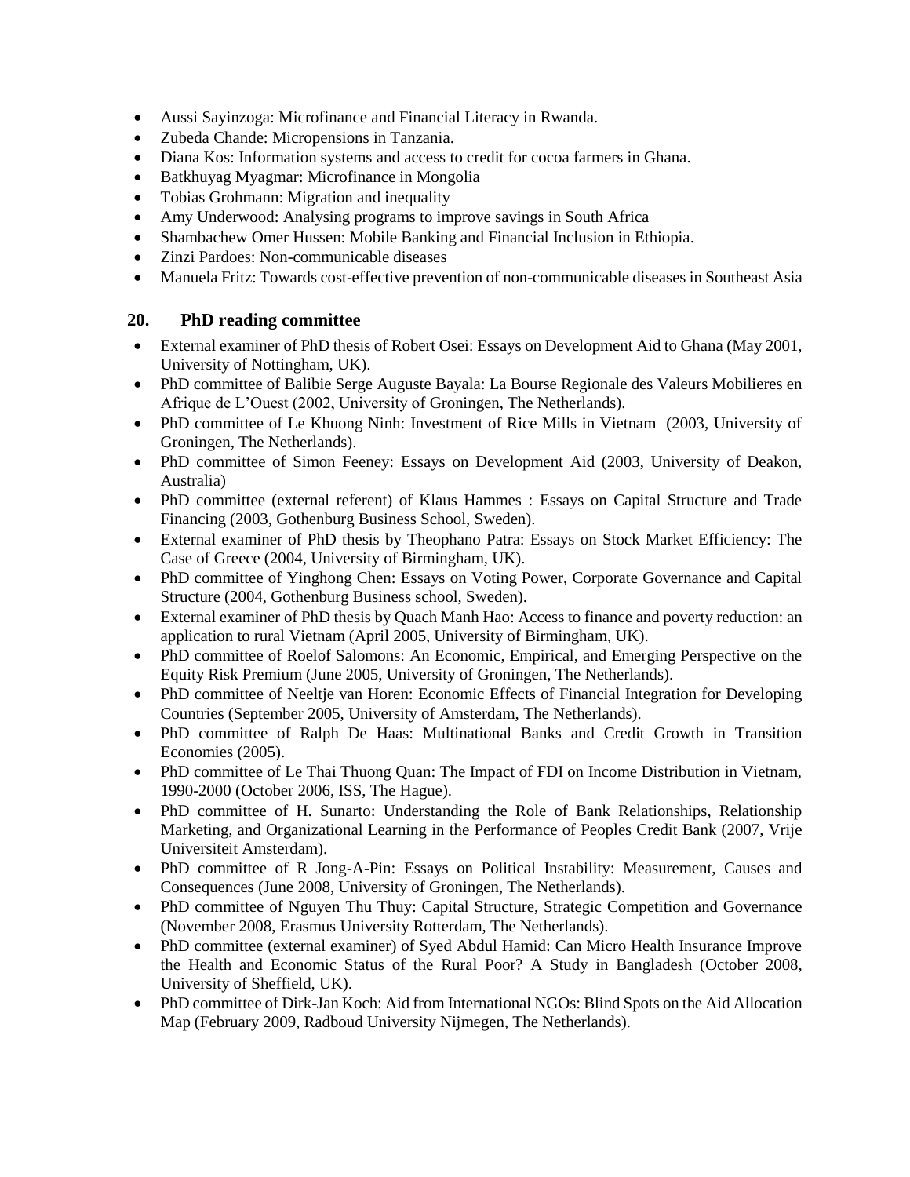- Aussi Sayinzoga: Microfinance and Financial Literacy in Rwanda.
- Zubeda Chande: Micropensions in Tanzania.
- Diana Kos: Information systems and access to credit for cocoa farmers in Ghana.
- Batkhuyag Myagmar: Microfinance in Mongolia
- Tobias Grohmann: Migration and inequality
- Amy Underwood: Analysing programs to improve savings in South Africa
- Shambachew Omer Hussen: Mobile Banking and Financial Inclusion in Ethiopia.
- Zinzi Pardoes: Non-communicable diseases
- Manuela Fritz: Towards cost-effective prevention of non-communicable diseases in Southeast Asia

## 20. PhD reading committee

- External examiner of PhD thesis of Robert Osei: Essays on Development Aid to Ghana (May 2001, University of Nottingham, UK).
- PhD committee of Balibie Serge Auguste Bayala: La Bourse Regionale des Valeurs Mobilieres en Afrique de L'Ouest (2002, University of Groningen, The Netherlands).
- PhD committee of Le Khuong Ninh: Investment of Rice Mills in Vietnam (2003, University of Groningen, The Netherlands).
- PhD committee of Simon Feeney: Essays on Development Aid (2003, University of Deakon, Australia)
- PhD committee (external referent) of Klaus Hammes : Essays on Capital Structure and Trade Financing (2003, Gothenburg Business School, Sweden).
- External examiner of PhD thesis by Theophano Patra: Essays on Stock Market Efficiency: The Case of Greece (2004, University of Birmingham, UK).
- PhD committee of Yinghong Chen: Essays on Voting Power, Corporate Governance and Capital Structure (2004, Gothenburg Business school, Sweden).
- External examiner of PhD thesis by Quach Manh Hao: Access to finance and poverty reduction: an application to rural Vietnam (April 2005, University of Birmingham, UK).
- PhD committee of Roelof Salomons: An Economic, Empirical, and Emerging Perspective on the Equity Risk Premium (June 2005, University of Groningen, The Netherlands).
- PhD committee of Neeltje van Horen: Economic Effects of Financial Integration for Developing Countries (September 2005, University of Amsterdam, The Netherlands).
- PhD committee of Ralph De Haas: Multinational Banks and Credit Growth in Transition Economies (2005).
- PhD committee of Le Thai Thuong Quan: The Impact of FDI on Income Distribution in Vietnam, 1990-2000 (October 2006, ISS, The Hague).
- PhD committee of H. Sunarto: Understanding the Role of Bank Relationships, Relationship Marketing, and Organizational Learning in the Performance of Peoples Credit Bank (2007, Vrije Universiteit Amsterdam).
- PhD committee of R Jong-A-Pin: Essays on Political Instability: Measurement, Causes and Consequences (June 2008, University of Groningen, The Netherlands).
- PhD committee of Nguyen Thu Thuy: Capital Structure, Strategic Competition and Governance (November 2008, Erasmus University Rotterdam, The Netherlands).
- PhD committee (external examiner) of Syed Abdul Hamid: Can Micro Health Insurance Improve the Health and Economic Status of the Rural Poor? A Study in Bangladesh (October 2008, University of Sheffield, UK).
- PhD committee of Dirk-Jan Koch: Aid from International NGOs: Blind Spots on the Aid Allocation Map (February 2009, Radboud University Nijmegen, The Netherlands).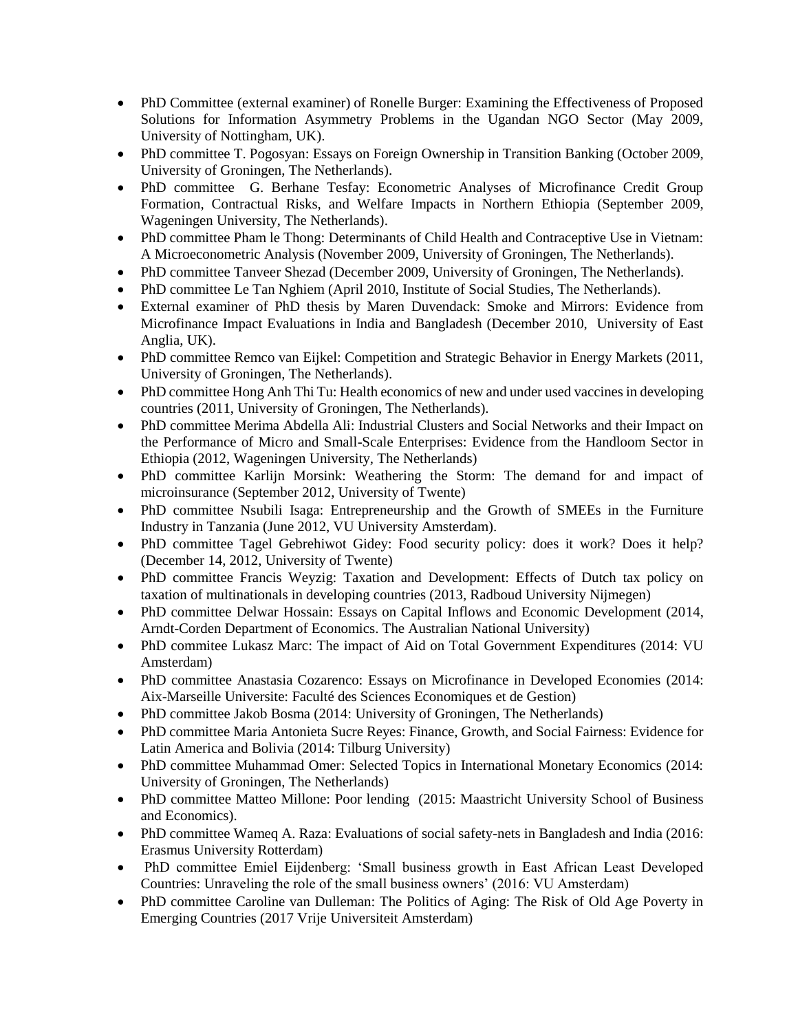- PhD Committee (external examiner) of Ronelle Burger: Examining the Effectiveness of Proposed Solutions for Information Asymmetry Problems in the Ugandan NGO Sector (May 2009, University of Nottingham, UK).
- PhD committee T. Pogosyan: Essays on Foreign Ownership in Transition Banking (October 2009, University of Groningen, The Netherlands).
- PhD committee G. Berhane Tesfay: Econometric Analyses of Microfinance Credit Group Formation, Contractual Risks, and Welfare Impacts in Northern Ethiopia (September 2009, Wageningen University, The Netherlands).
- PhD committee Pham le Thong: Determinants of Child Health and Contraceptive Use in Vietnam: A Microeconometric Analysis (November 2009, University of Groningen, The Netherlands).
- PhD committee Tanveer Shezad (December 2009, University of Groningen, The Netherlands).
- PhD committee Le Tan Nghiem (April 2010, Institute of Social Studies, The Netherlands).
- External examiner of PhD thesis by Maren Duvendack: Smoke and Mirrors: Evidence from Microfinance Impact Evaluations in India and Bangladesh (December 2010, University of East Anglia, UK).
- PhD committee Remco van Eijkel: Competition and Strategic Behavior in Energy Markets (2011, University of Groningen, The Netherlands).
- PhD committee Hong Anh Thi Tu: Health economics of new and under used vaccines in developing countries (2011, University of Groningen, The Netherlands).
- PhD committee Merima Abdella Ali: Industrial Clusters and Social Networks and their Impact on the Performance of Micro and Small-Scale Enterprises: Evidence from the Handloom Sector in Ethiopia (2012, Wageningen University, The Netherlands)
- PhD committee Karlijn Morsink: Weathering the Storm: The demand for and impact of microinsurance (September 2012, University of Twente)
- PhD committee Nsubili Isaga: Entrepreneurship and the Growth of SMEEs in the Furniture Industry in Tanzania (June 2012, VU University Amsterdam).
- PhD committee Tagel Gebrehiwot Gidey: Food security policy: does it work? Does it help? (December 14, 2012, University of Twente)
- PhD committee Francis Weyzig: Taxation and Development: Effects of Dutch tax policy on taxation of multinationals in developing countries (2013, Radboud University Nijmegen)
- PhD committee Delwar Hossain: Essays on Capital Inflows and Economic Development (2014, Arndt-Corden Department of Economics. The Australian National University)
- PhD commitee Lukasz Marc: The impact of Aid on Total Government Expenditures (2014: VU Amsterdam)
- PhD committee Anastasia Cozarenco: Essays on Microfinance in Developed Economies (2014: Aix-Marseille Universite: Faculté des Sciences Economiques et de Gestion)
- PhD committee Jakob Bosma (2014: University of Groningen, The Netherlands)
- PhD committee Maria Antonieta Sucre Reyes: Finance, Growth, and Social Fairness: Evidence for Latin America and Bolivia (2014: Tilburg University)
- PhD committee Muhammad Omer: Selected Topics in International Monetary Economics (2014: University of Groningen, The Netherlands)
- PhD committee Matteo Millone: Poor lending (2015: Maastricht University School of Business and Economics).
- PhD committee Wameq A. Raza: Evaluations of social safety-nets in Bangladesh and India (2016: Erasmus University Rotterdam)
- PhD committee Emiel Eijdenberg: 'Small business growth in East African Least Developed Countries: Unraveling the role of the small business owners' (2016: VU Amsterdam)
- PhD committee Caroline van Dulleman: The Politics of Aging: The Risk of Old Age Poverty in Emerging Countries (2017 Vrije Universiteit Amsterdam)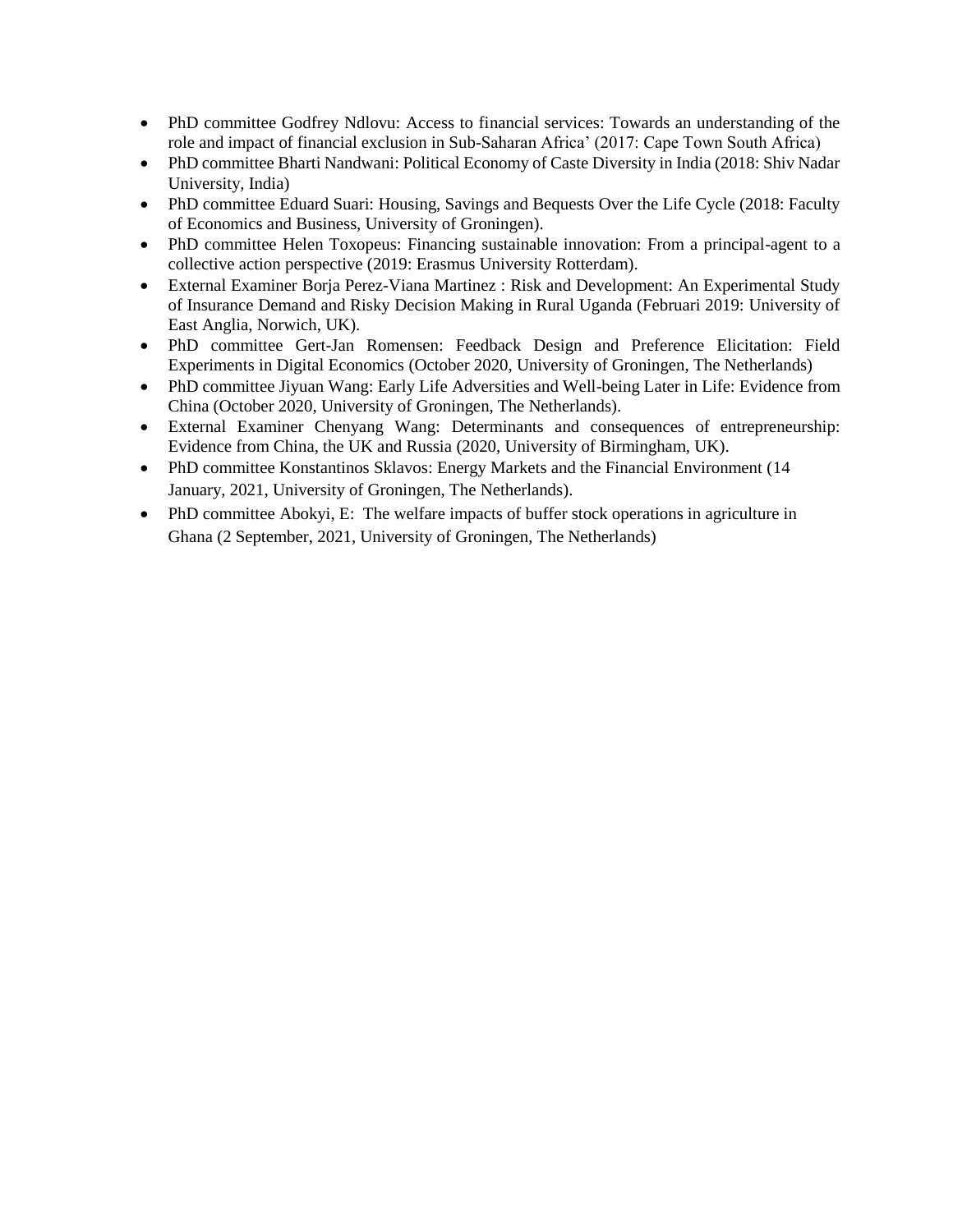- PhD committee Godfrey Ndlovu: Access to financial services: Towards an understanding of the role and impact of financial exclusion in Sub-Saharan Africa' (2017: Cape Town South Africa)
- PhD committee Bharti Nandwani: Political Economy of Caste Diversity in India (2018: Shiv Nadar University, India)
- PhD committee Eduard Suari: Housing, Savings and Bequests Over the Life Cycle (2018: Faculty of Economics and Business, University of Groningen).
- PhD committee Helen Toxopeus: Financing sustainable innovation: From a principal-agent to a collective action perspective (2019: Erasmus University Rotterdam).
- External Examiner Borja Perez-Viana Martinez : Risk and Development: An Experimental Study of Insurance Demand and Risky Decision Making in Rural Uganda (Februari 2019: University of East Anglia, Norwich, UK).
- PhD committee Gert-Jan Romensen: Feedback Design and Preference Elicitation: Field Experiments in Digital Economics (October 2020, University of Groningen, The Netherlands)
- PhD committee Jiyuan Wang: Early Life Adversities and Well-being Later in Life: Evidence from China (October 2020, University of Groningen, The Netherlands).
- External Examiner Chenyang Wang: Determinants and consequences of entrepreneurship: Evidence from China, the UK and Russia (2020, University of Birmingham, UK).
- PhD committee Konstantinos Sklavos: Energy Markets and the Financial Environment (14 January, 2021, University of Groningen, The Netherlands).
- PhD committee Abokyi, E: The welfare impacts of buffer stock operations in agriculture in Ghana (2 September, 2021, University of Groningen, The Netherlands)